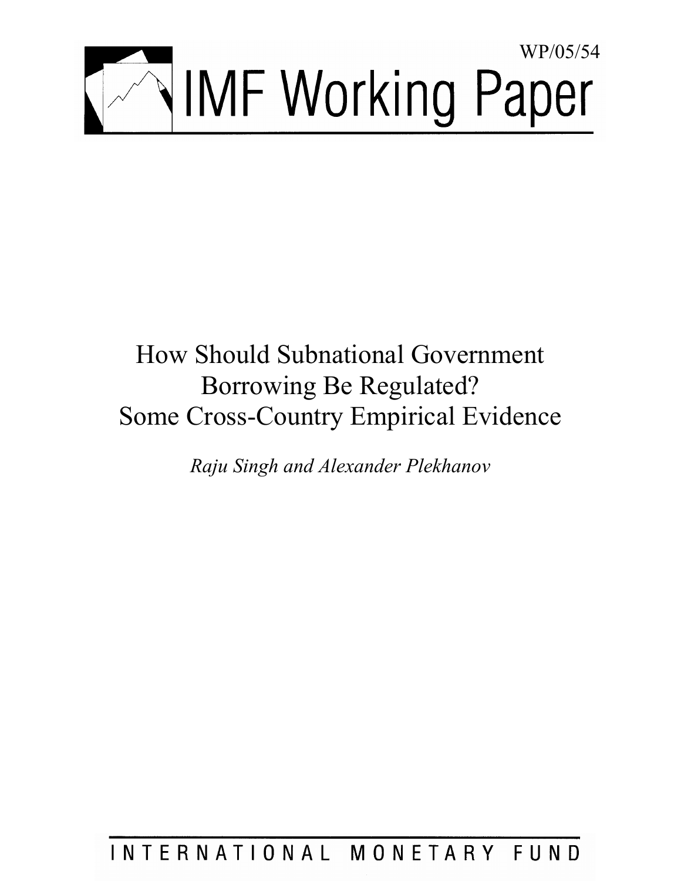WP/05/54

# IMF Working Paper

# How Should Subnational Government Borrowing Be Regulated? Some Cross-Country Empirical Evidence

*Raju Singh and Alexander Plekhanov*

INTERNATIONAL MONETARY FUND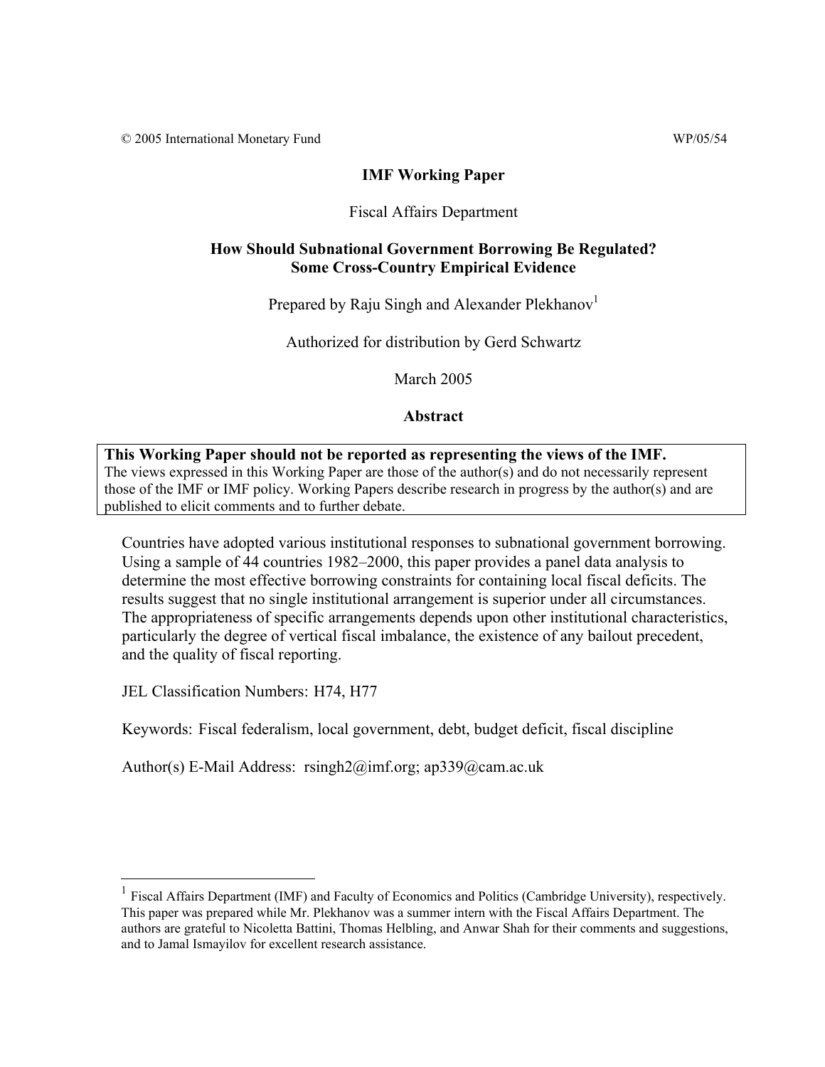© 2005 International Monetary Fund WP/05/54

**IMF Working Paper**

Fiscal Affairs Department

**How Should Subnational Government Borrowing Be Regulated? Some Cross-Country Empirical Evidence**

Prepared by Raju Singh and Alexander Plekhanov[1]

Authorized for distribution by Gerd Schwartz

March 2005

**Abstract**

**This Working Paper should not be reported as representing the views of the IMF.**
The views expressed in this Working Paper are those of the author(s) and do not necessarily represent those of the IMF or IMF policy. Working Papers describe research in progress by the author(s) and are published to elicit comments and to further debate.

Countries have adopted various institutional responses to subnational government borrowing. Using a sample of 44 countries 1982–2000, this paper provides a panel data analysis to determine the most effective borrowing constraints for containing local fiscal deficits. The results suggest that no single institutional arrangement is superior under all circumstances. The appropriateness of specific arrangements depends upon other institutional characteristics, particularly the degree of vertical fiscal imbalance, the existence of any bailout precedent, and the quality of fiscal reporting.

JEL Classification Numbers: H74, H77

Keywords: Fiscal federalism, local government, debt, budget deficit, fiscal discipline

Author(s) E-Mail Address: rsingh2@imf.org; ap339@cam.ac.uk

[1] Fiscal Affairs Department (IMF) and Faculty of Economics and Politics (Cambridge University), respectively. This paper was prepared while Mr. Plekhanov was a summer intern with the Fiscal Affairs Department. The authors are grateful to Nicoletta Battini, Thomas Helbling, and Anwar Shah for their comments and suggestions, and to Jamal Ismayilov for excellent research assistance.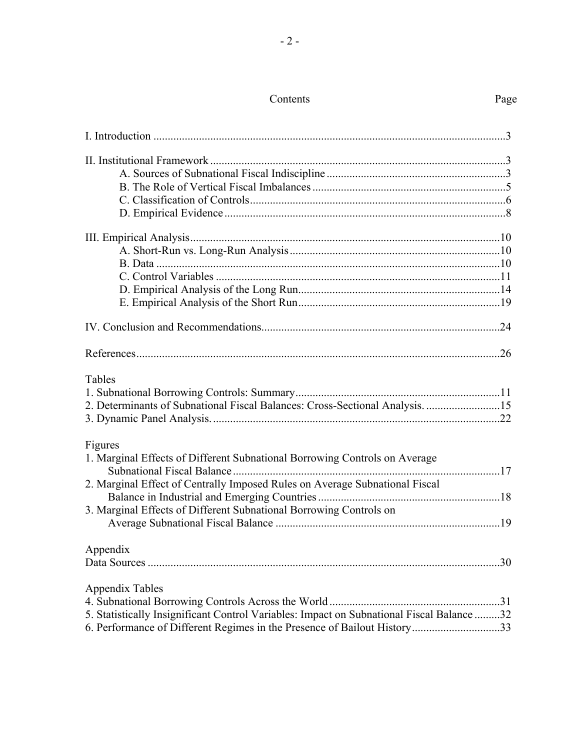# Contents

| | Page |
|---|---|
| I. Introduction | 3 |
| II. Institutional Framework | 3 |
| A. Sources of Subnational Fiscal Indiscipline | 3 |
| B. The Role of Vertical Fiscal Imbalances | 5 |
| C. Classification of Controls | 6 |
| D. Empirical Evidence | 8 |
| III. Empirical Analysis | 10 |
| A. Short-Run vs. Long-Run Analysis | 10 |
| B. Data | 10 |
| C. Control Variables | 11 |
| D. Empirical Analysis of the Long Run | 14 |
| E. Empirical Analysis of the Short Run | 19 |
| IV. Conclusion and Recommendations | 24 |
| References | 26 |

**Tables**

| | |
|---|---|
| 1. Subnational Borrowing Controls: Summary | 11 |
| 2. Determinants of Subnational Fiscal Balances: Cross-Sectional Analysis. | 15 |
| 3. Dynamic Panel Analysis. | 22 |

**Figures**

| | |
|---|---|
| 1. Marginal Effects of Different Subnational Borrowing Controls on Average Subnational Fiscal Balance | 17 |
| 2. Marginal Effect of Centrally Imposed Rules on Average Subnational Fiscal Balance in Industrial and Emerging Countries | 18 |
| 3. Marginal Effects of Different Subnational Borrowing Controls on Average Subnational Fiscal Balance | 19 |

**Appendix**

| | |
|---|---|
| Data Sources | 30 |

**Appendix Tables**

| | |
|---|---|
| 4. Subnational Borrowing Controls Across the World | 31 |
| 5. Statistically Insignificant Control Variables: Impact on Subnational Fiscal Balance | 32 |
| 6. Performance of Different Regimes in the Presence of Bailout History | 33 |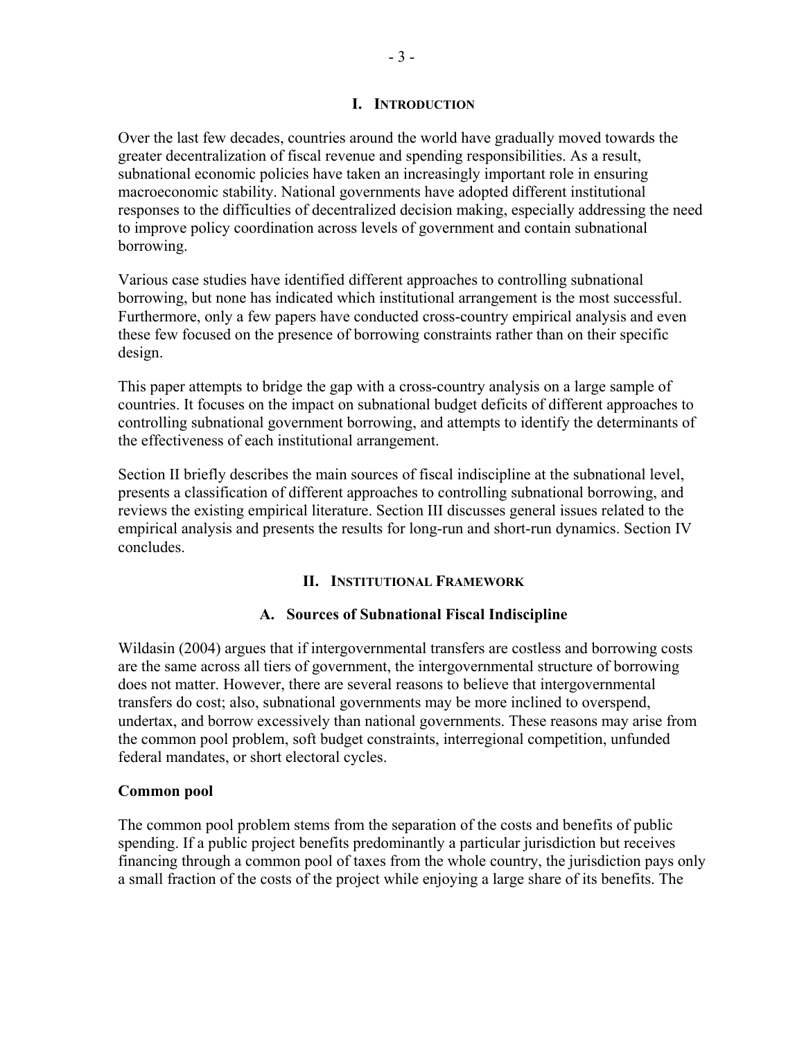# I. Introduction

Over the last few decades, countries around the world have gradually moved towards the greater decentralization of fiscal revenue and spending responsibilities. As a result, subnational economic policies have taken an increasingly important role in ensuring macroeconomic stability. National governments have adopted different institutional responses to the difficulties of decentralized decision making, especially addressing the need to improve policy coordination across levels of government and contain subnational borrowing.

Various case studies have identified different approaches to controlling subnational borrowing, but none has indicated which institutional arrangement is the most successful. Furthermore, only a few papers have conducted cross-country empirical analysis and even these few focused on the presence of borrowing constraints rather than on their specific design.

This paper attempts to bridge the gap with a cross-country analysis on a large sample of countries. It focuses on the impact on subnational budget deficits of different approaches to controlling subnational government borrowing, and attempts to identify the determinants of the effectiveness of each institutional arrangement.

Section II briefly describes the main sources of fiscal indiscipline at the subnational level, presents a classification of different approaches to controlling subnational borrowing, and reviews the existing empirical literature. Section III discusses general issues related to the empirical analysis and presents the results for long-run and short-run dynamics. Section IV concludes.

# II. Institutional Framework

## A. Sources of Subnational Fiscal Indiscipline

Wildasin (2004) argues that if intergovernmental transfers are costless and borrowing costs are the same across all tiers of government, the intergovernmental structure of borrowing does not matter. However, there are several reasons to believe that intergovernmental transfers do cost; also, subnational governments may be more inclined to overspend, undertax, and borrow excessively than national governments. These reasons may arise from the common pool problem, soft budget constraints, interregional competition, unfunded federal mandates, or short electoral cycles.

### Common pool

The common pool problem stems from the separation of the costs and benefits of public spending. If a public project benefits predominantly a particular jurisdiction but receives financing through a common pool of taxes from the whole country, the jurisdiction pays only a small fraction of the costs of the project while enjoying a large share of its benefits. The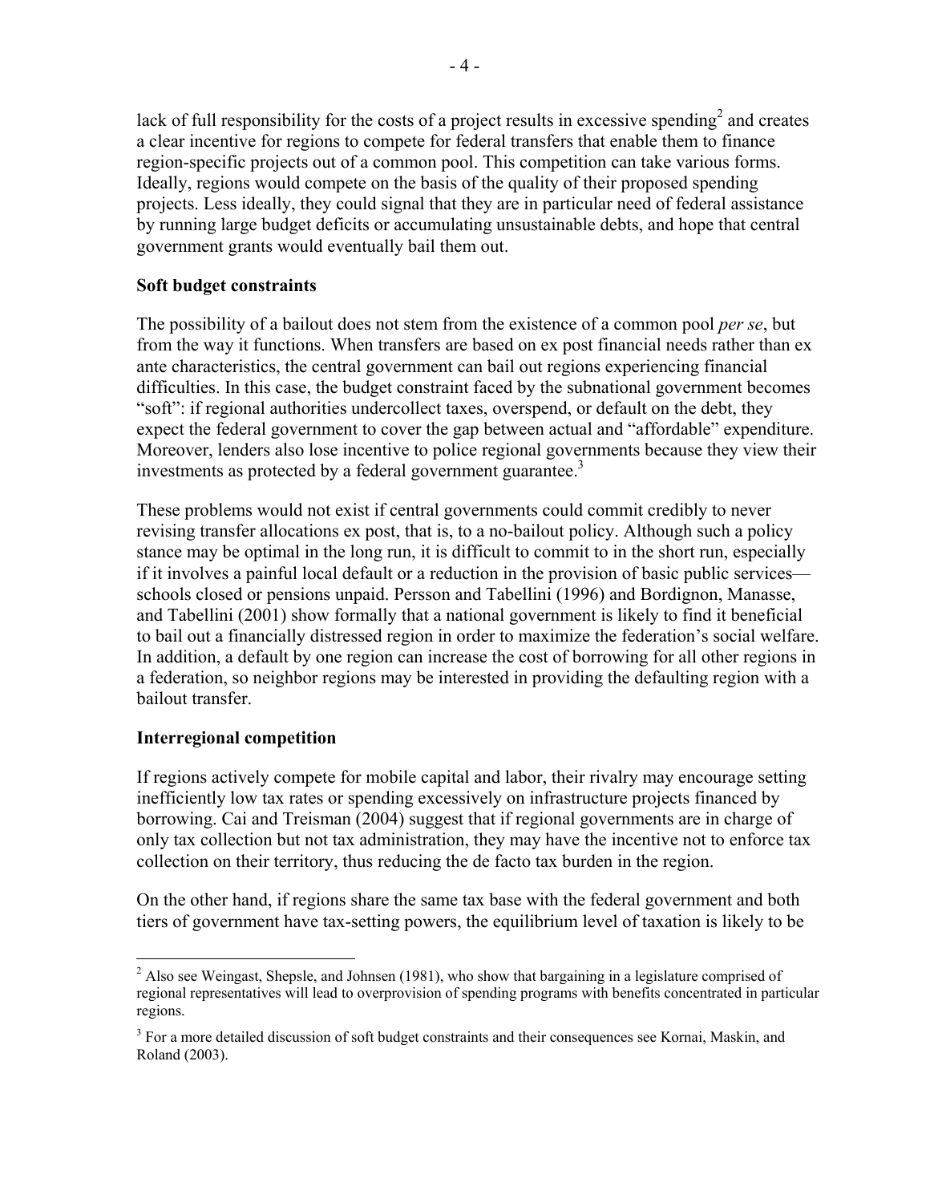lack of full responsibility for the costs of a project results in excessive spending[2] and creates a clear incentive for regions to compete for federal transfers that enable them to finance region-specific projects out of a common pool. This competition can take various forms. Ideally, regions would compete on the basis of the quality of their proposed spending projects. Less ideally, they could signal that they are in particular need of federal assistance by running large budget deficits or accumulating unsustainable debts, and hope that central government grants would eventually bail them out.

**Soft budget constraints**

The possibility of a bailout does not stem from the existence of a common pool *per se*, but from the way it functions. When transfers are based on ex post financial needs rather than ex ante characteristics, the central government can bail out regions experiencing financial difficulties. In this case, the budget constraint faced by the subnational government becomes "soft": if regional authorities undercollect taxes, overspend, or default on the debt, they expect the federal government to cover the gap between actual and "affordable" expenditure. Moreover, lenders also lose incentive to police regional governments because they view their investments as protected by a federal government guarantee.[3]

These problems would not exist if central governments could commit credibly to never revising transfer allocations ex post, that is, to a no-bailout policy. Although such a policy stance may be optimal in the long run, it is difficult to commit to in the short run, especially if it involves a painful local default or a reduction in the provision of basic public services—schools closed or pensions unpaid. Persson and Tabellini (1996) and Bordignon, Manasse, and Tabellini (2001) show formally that a national government is likely to find it beneficial to bail out a financially distressed region in order to maximize the federation's social welfare. In addition, a default by one region can increase the cost of borrowing for all other regions in a federation, so neighbor regions may be interested in providing the defaulting region with a bailout transfer.

**Interregional competition**

If regions actively compete for mobile capital and labor, their rivalry may encourage setting inefficiently low tax rates or spending excessively on infrastructure projects financed by borrowing. Cai and Treisman (2004) suggest that if regional governments are in charge of only tax collection but not tax administration, they may have the incentive not to enforce tax collection on their territory, thus reducing the de facto tax burden in the region.

On the other hand, if regions share the same tax base with the federal government and both tiers of government have tax-setting powers, the equilibrium level of taxation is likely to be

---

[2] Also see Weingast, Shepsle, and Johnsen (1981), who show that bargaining in a legislature comprised of regional representatives will lead to overprovision of spending programs with benefits concentrated in particular regions.

[3] For a more detailed discussion of soft budget constraints and their consequences see Kornai, Maskin, and Roland (2003).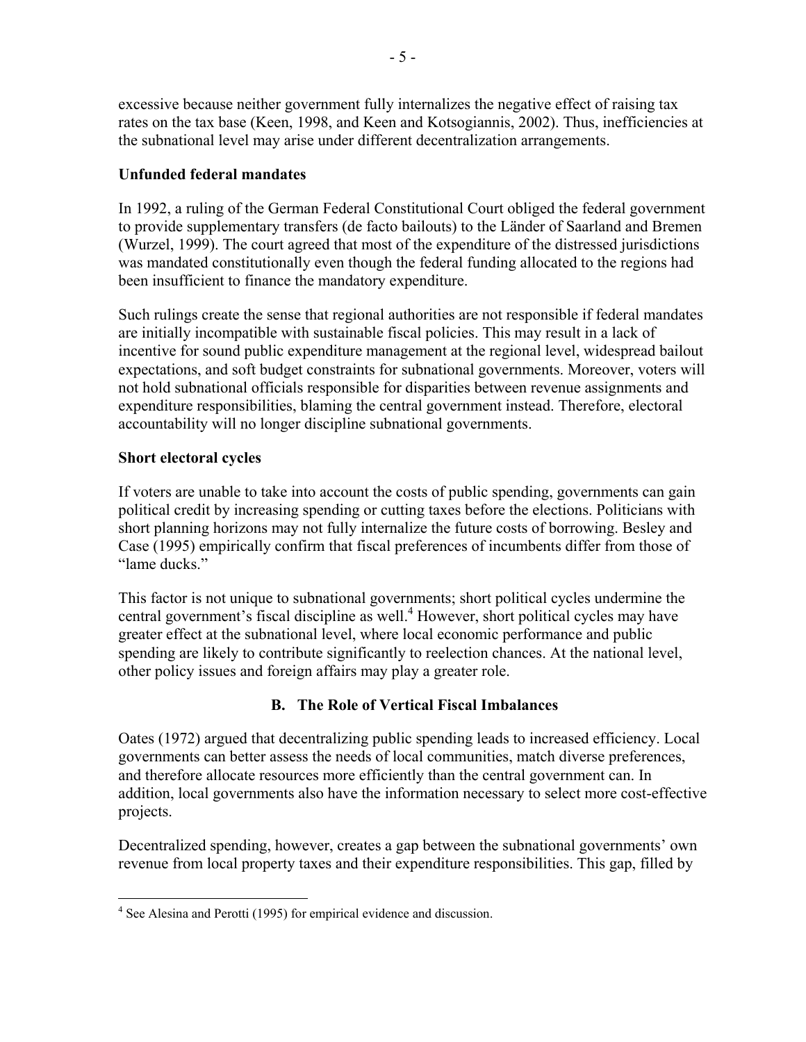excessive because neither government fully internalizes the negative effect of raising tax rates on the tax base (Keen, 1998, and Keen and Kotsogiannis, 2002). Thus, inefficiencies at the subnational level may arise under different decentralization arrangements.

**Unfunded federal mandates**

In 1992, a ruling of the German Federal Constitutional Court obliged the federal government to provide supplementary transfers (de facto bailouts) to the Länder of Saarland and Bremen (Wurzel, 1999). The court agreed that most of the expenditure of the distressed jurisdictions was mandated constitutionally even though the federal funding allocated to the regions had been insufficient to finance the mandatory expenditure.

Such rulings create the sense that regional authorities are not responsible if federal mandates are initially incompatible with sustainable fiscal policies. This may result in a lack of incentive for sound public expenditure management at the regional level, widespread bailout expectations, and soft budget constraints for subnational governments. Moreover, voters will not hold subnational officials responsible for disparities between revenue assignments and expenditure responsibilities, blaming the central government instead. Therefore, electoral accountability will no longer discipline subnational governments.

**Short electoral cycles**

If voters are unable to take into account the costs of public spending, governments can gain political credit by increasing spending or cutting taxes before the elections. Politicians with short planning horizons may not fully internalize the future costs of borrowing. Besley and Case (1995) empirically confirm that fiscal preferences of incumbents differ from those of "lame ducks."

This factor is not unique to subnational governments; short political cycles undermine the central government's fiscal discipline as well.[4] However, short political cycles may have greater effect at the subnational level, where local economic performance and public spending are likely to contribute significantly to reelection chances. At the national level, other policy issues and foreign affairs may play a greater role.

## B. The Role of Vertical Fiscal Imbalances

Oates (1972) argued that decentralizing public spending leads to increased efficiency. Local governments can better assess the needs of local communities, match diverse preferences, and therefore allocate resources more efficiently than the central government can. In addition, local governments also have the information necessary to select more cost-effective projects.

Decentralized spending, however, creates a gap between the subnational governments' own revenue from local property taxes and their expenditure responsibilities. This gap, filled by

[4] See Alesina and Perotti (1995) for empirical evidence and discussion.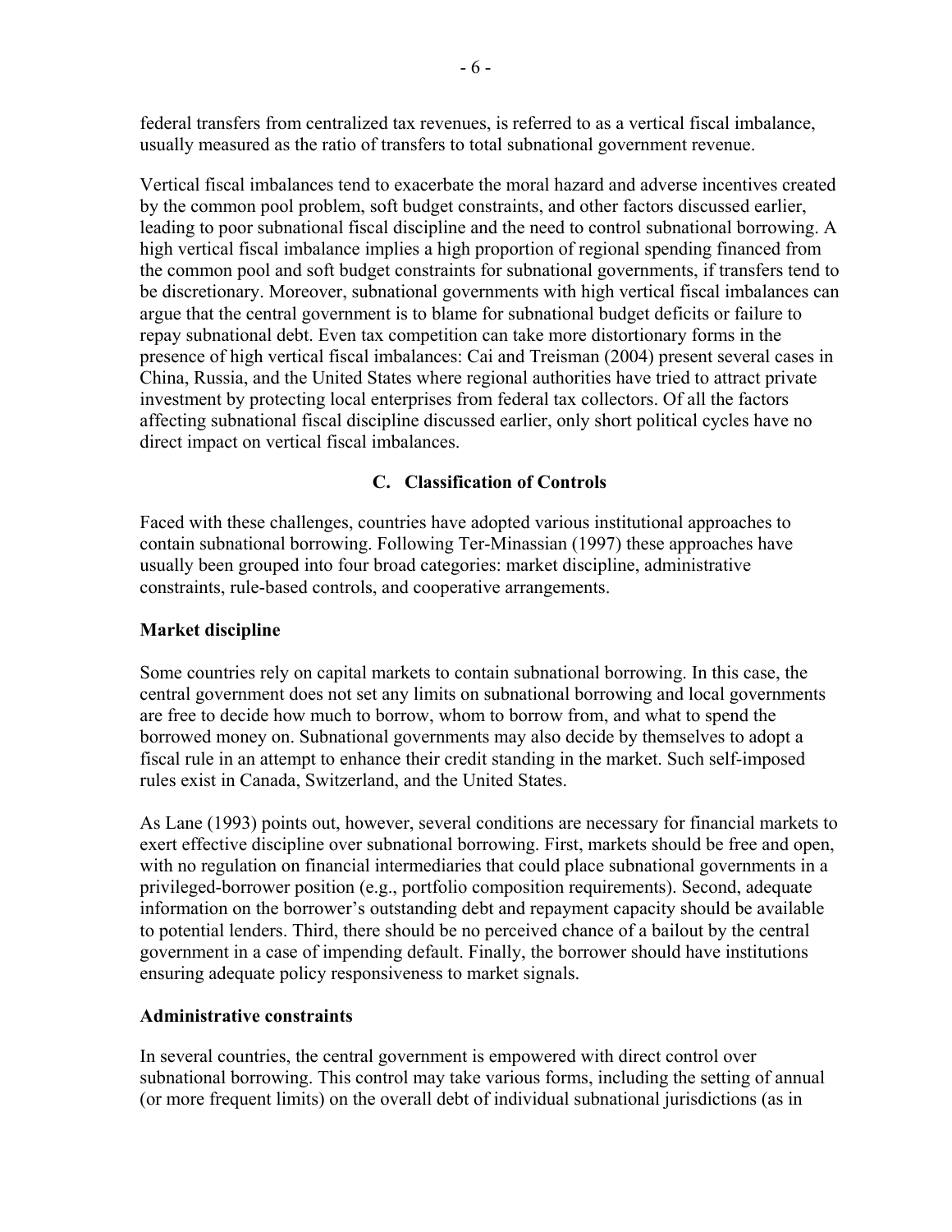federal transfers from centralized tax revenues, is referred to as a vertical fiscal imbalance, usually measured as the ratio of transfers to total subnational government revenue.

Vertical fiscal imbalances tend to exacerbate the moral hazard and adverse incentives created by the common pool problem, soft budget constraints, and other factors discussed earlier, leading to poor subnational fiscal discipline and the need to control subnational borrowing. A high vertical fiscal imbalance implies a high proportion of regional spending financed from the common pool and soft budget constraints for subnational governments, if transfers tend to be discretionary. Moreover, subnational governments with high vertical fiscal imbalances can argue that the central government is to blame for subnational budget deficits or failure to repay subnational debt. Even tax competition can take more distortionary forms in the presence of high vertical fiscal imbalances: Cai and Treisman (2004) present several cases in China, Russia, and the United States where regional authorities have tried to attract private investment by protecting local enterprises from federal tax collectors. Of all the factors affecting subnational fiscal discipline discussed earlier, only short political cycles have no direct impact on vertical fiscal imbalances.

## C. Classification of Controls

Faced with these challenges, countries have adopted various institutional approaches to contain subnational borrowing. Following Ter-Minassian (1997) these approaches have usually been grouped into four broad categories: market discipline, administrative constraints, rule-based controls, and cooperative arrangements.

### Market discipline

Some countries rely on capital markets to contain subnational borrowing. In this case, the central government does not set any limits on subnational borrowing and local governments are free to decide how much to borrow, whom to borrow from, and what to spend the borrowed money on. Subnational governments may also decide by themselves to adopt a fiscal rule in an attempt to enhance their credit standing in the market. Such self-imposed rules exist in Canada, Switzerland, and the United States.

As Lane (1993) points out, however, several conditions are necessary for financial markets to exert effective discipline over subnational borrowing. First, markets should be free and open, with no regulation on financial intermediaries that could place subnational governments in a privileged-borrower position (e.g., portfolio composition requirements). Second, adequate information on the borrower's outstanding debt and repayment capacity should be available to potential lenders. Third, there should be no perceived chance of a bailout by the central government in a case of impending default. Finally, the borrower should have institutions ensuring adequate policy responsiveness to market signals.

### Administrative constraints

In several countries, the central government is empowered with direct control over subnational borrowing. This control may take various forms, including the setting of annual (or more frequent limits) on the overall debt of individual subnational jurisdictions (as in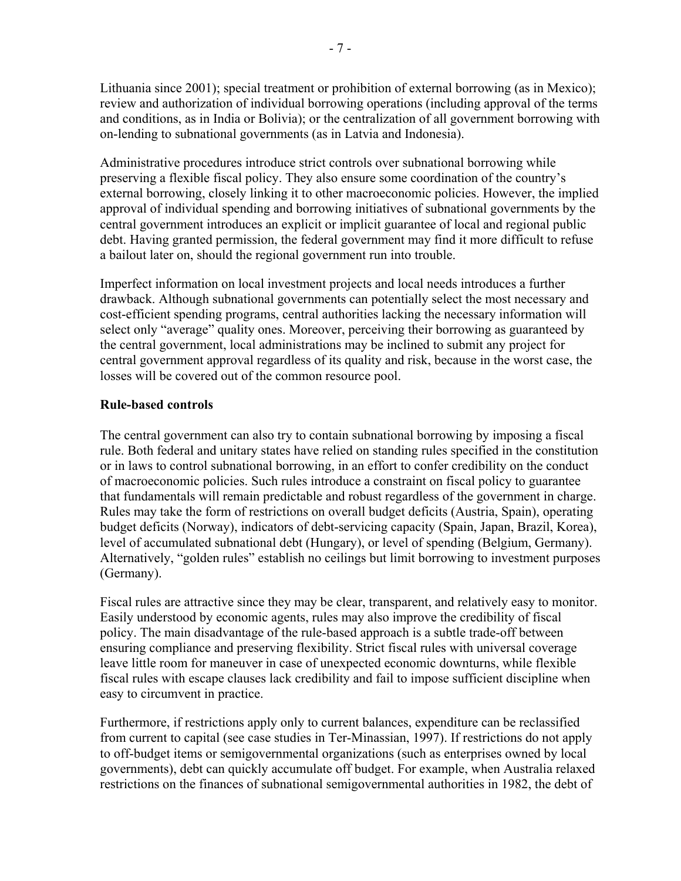Lithuania since 2001); special treatment or prohibition of external borrowing (as in Mexico); review and authorization of individual borrowing operations (including approval of the terms and conditions, as in India or Bolivia); or the centralization of all government borrowing with on-lending to subnational governments (as in Latvia and Indonesia).

Administrative procedures introduce strict controls over subnational borrowing while preserving a flexible fiscal policy. They also ensure some coordination of the country's external borrowing, closely linking it to other macroeconomic policies. However, the implied approval of individual spending and borrowing initiatives of subnational governments by the central government introduces an explicit or implicit guarantee of local and regional public debt. Having granted permission, the federal government may find it more difficult to refuse a bailout later on, should the regional government run into trouble.

Imperfect information on local investment projects and local needs introduces a further drawback. Although subnational governments can potentially select the most necessary and cost-efficient spending programs, central authorities lacking the necessary information will select only "average" quality ones. Moreover, perceiving their borrowing as guaranteed by the central government, local administrations may be inclined to submit any project for central government approval regardless of its quality and risk, because in the worst case, the losses will be covered out of the common resource pool.

**Rule-based controls**

The central government can also try to contain subnational borrowing by imposing a fiscal rule. Both federal and unitary states have relied on standing rules specified in the constitution or in laws to control subnational borrowing, in an effort to confer credibility on the conduct of macroeconomic policies. Such rules introduce a constraint on fiscal policy to guarantee that fundamentals will remain predictable and robust regardless of the government in charge. Rules may take the form of restrictions on overall budget deficits (Austria, Spain), operating budget deficits (Norway), indicators of debt-servicing capacity (Spain, Japan, Brazil, Korea), level of accumulated subnational debt (Hungary), or level of spending (Belgium, Germany). Alternatively, "golden rules" establish no ceilings but limit borrowing to investment purposes (Germany).

Fiscal rules are attractive since they may be clear, transparent, and relatively easy to monitor. Easily understood by economic agents, rules may also improve the credibility of fiscal policy. The main disadvantage of the rule-based approach is a subtle trade-off between ensuring compliance and preserving flexibility. Strict fiscal rules with universal coverage leave little room for maneuver in case of unexpected economic downturns, while flexible fiscal rules with escape clauses lack credibility and fail to impose sufficient discipline when easy to circumvent in practice.

Furthermore, if restrictions apply only to current balances, expenditure can be reclassified from current to capital (see case studies in Ter-Minassian, 1997). If restrictions do not apply to off-budget items or semigovernmental organizations (such as enterprises owned by local governments), debt can quickly accumulate off budget. For example, when Australia relaxed restrictions on the finances of subnational semigovernmental authorities in 1982, the debt of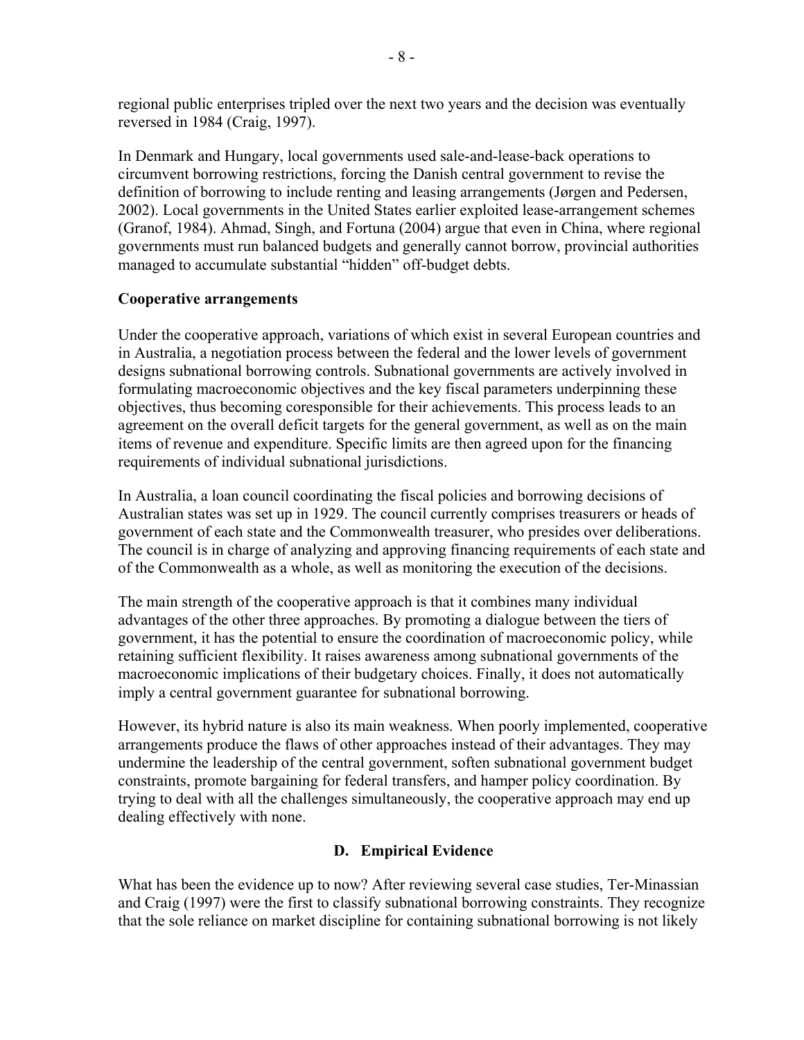regional public enterprises tripled over the next two years and the decision was eventually reversed in 1984 (Craig, 1997).

In Denmark and Hungary, local governments used sale-and-lease-back operations to circumvent borrowing restrictions, forcing the Danish central government to revise the definition of borrowing to include renting and leasing arrangements (Jørgen and Pedersen, 2002). Local governments in the United States earlier exploited lease-arrangement schemes (Granof, 1984). Ahmad, Singh, and Fortuna (2004) argue that even in China, where regional governments must run balanced budgets and generally cannot borrow, provincial authorities managed to accumulate substantial "hidden" off-budget debts.

**Cooperative arrangements**

Under the cooperative approach, variations of which exist in several European countries and in Australia, a negotiation process between the federal and the lower levels of government designs subnational borrowing controls. Subnational governments are actively involved in formulating macroeconomic objectives and the key fiscal parameters underpinning these objectives, thus becoming coresponsible for their achievements. This process leads to an agreement on the overall deficit targets for the general government, as well as on the main items of revenue and expenditure. Specific limits are then agreed upon for the financing requirements of individual subnational jurisdictions.

In Australia, a loan council coordinating the fiscal policies and borrowing decisions of Australian states was set up in 1929. The council currently comprises treasurers or heads of government of each state and the Commonwealth treasurer, who presides over deliberations. The council is in charge of analyzing and approving financing requirements of each state and of the Commonwealth as a whole, as well as monitoring the execution of the decisions.

The main strength of the cooperative approach is that it combines many individual advantages of the other three approaches. By promoting a dialogue between the tiers of government, it has the potential to ensure the coordination of macroeconomic policy, while retaining sufficient flexibility. It raises awareness among subnational governments of the macroeconomic implications of their budgetary choices. Finally, it does not automatically imply a central government guarantee for subnational borrowing.

However, its hybrid nature is also its main weakness. When poorly implemented, cooperative arrangements produce the flaws of other approaches instead of their advantages. They may undermine the leadership of the central government, soften subnational government budget constraints, promote bargaining for federal transfers, and hamper policy coordination. By trying to deal with all the challenges simultaneously, the cooperative approach may end up dealing effectively with none.

## D. Empirical Evidence

What has been the evidence up to now? After reviewing several case studies, Ter-Minassian and Craig (1997) were the first to classify subnational borrowing constraints. They recognize that the sole reliance on market discipline for containing subnational borrowing is not likely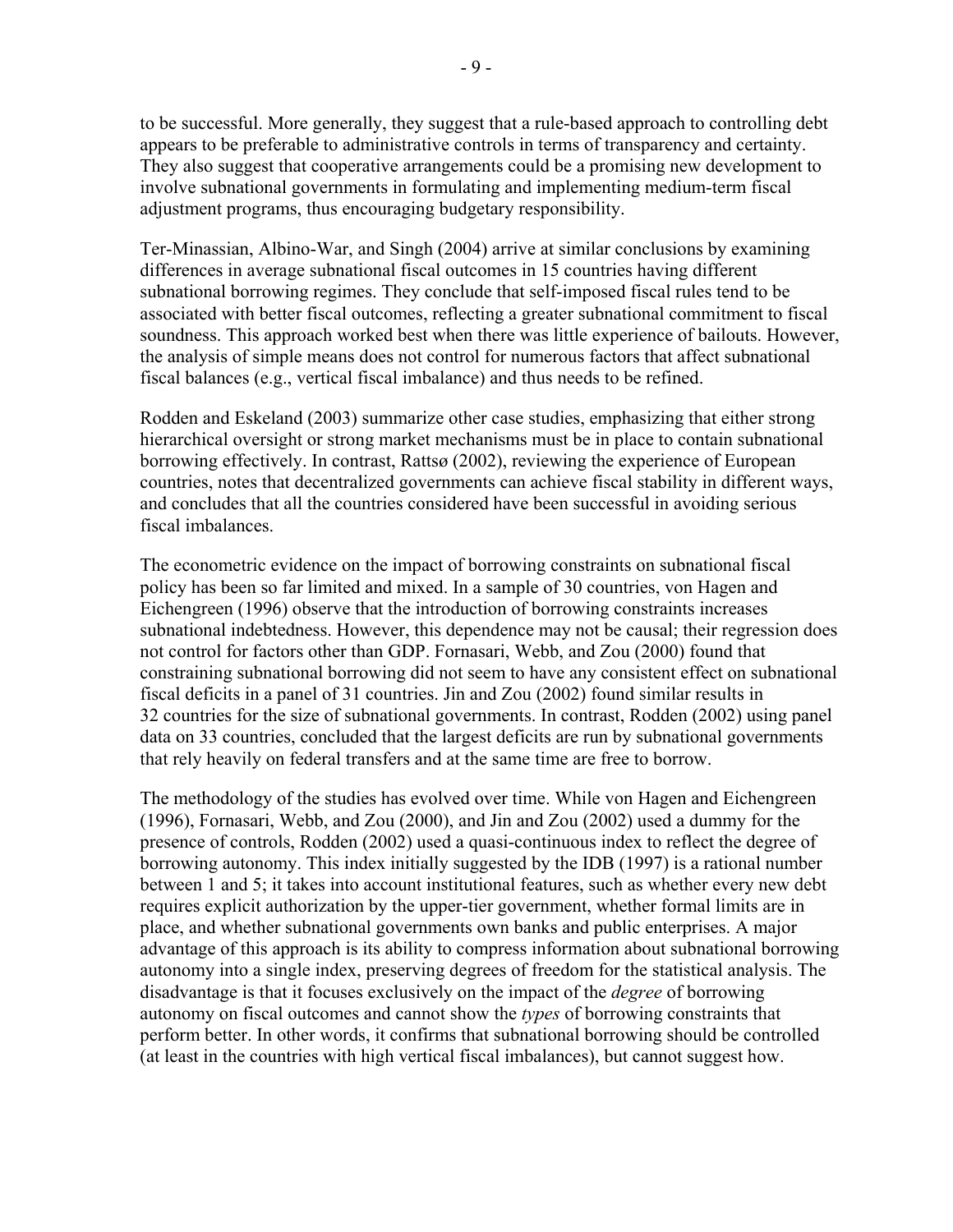to be successful. More generally, they suggest that a rule-based approach to controlling debt appears to be preferable to administrative controls in terms of transparency and certainty. They also suggest that cooperative arrangements could be a promising new development to involve subnational governments in formulating and implementing medium-term fiscal adjustment programs, thus encouraging budgetary responsibility.

Ter-Minassian, Albino-War, and Singh (2004) arrive at similar conclusions by examining differences in average subnational fiscal outcomes in 15 countries having different subnational borrowing regimes. They conclude that self-imposed fiscal rules tend to be associated with better fiscal outcomes, reflecting a greater subnational commitment to fiscal soundness. This approach worked best when there was little experience of bailouts. However, the analysis of simple means does not control for numerous factors that affect subnational fiscal balances (e.g., vertical fiscal imbalance) and thus needs to be refined.

Rodden and Eskeland (2003) summarize other case studies, emphasizing that either strong hierarchical oversight or strong market mechanisms must be in place to contain subnational borrowing effectively. In contrast, Rattsø (2002), reviewing the experience of European countries, notes that decentralized governments can achieve fiscal stability in different ways, and concludes that all the countries considered have been successful in avoiding serious fiscal imbalances.

The econometric evidence on the impact of borrowing constraints on subnational fiscal policy has been so far limited and mixed. In a sample of 30 countries, von Hagen and Eichengreen (1996) observe that the introduction of borrowing constraints increases subnational indebtedness. However, this dependence may not be causal; their regression does not control for factors other than GDP. Fornasari, Webb, and Zou (2000) found that constraining subnational borrowing did not seem to have any consistent effect on subnational fiscal deficits in a panel of 31 countries. Jin and Zou (2002) found similar results in 32 countries for the size of subnational governments. In contrast, Rodden (2002) using panel data on 33 countries, concluded that the largest deficits are run by subnational governments that rely heavily on federal transfers and at the same time are free to borrow.

The methodology of the studies has evolved over time. While von Hagen and Eichengreen (1996), Fornasari, Webb, and Zou (2000), and Jin and Zou (2002) used a dummy for the presence of controls, Rodden (2002) used a quasi-continuous index to reflect the degree of borrowing autonomy. This index initially suggested by the IDB (1997) is a rational number between 1 and 5; it takes into account institutional features, such as whether every new debt requires explicit authorization by the upper-tier government, whether formal limits are in place, and whether subnational governments own banks and public enterprises. A major advantage of this approach is its ability to compress information about subnational borrowing autonomy into a single index, preserving degrees of freedom for the statistical analysis. The disadvantage is that it focuses exclusively on the impact of the *degree* of borrowing autonomy on fiscal outcomes and cannot show the *types* of borrowing constraints that perform better. In other words, it confirms that subnational borrowing should be controlled (at least in the countries with high vertical fiscal imbalances), but cannot suggest how.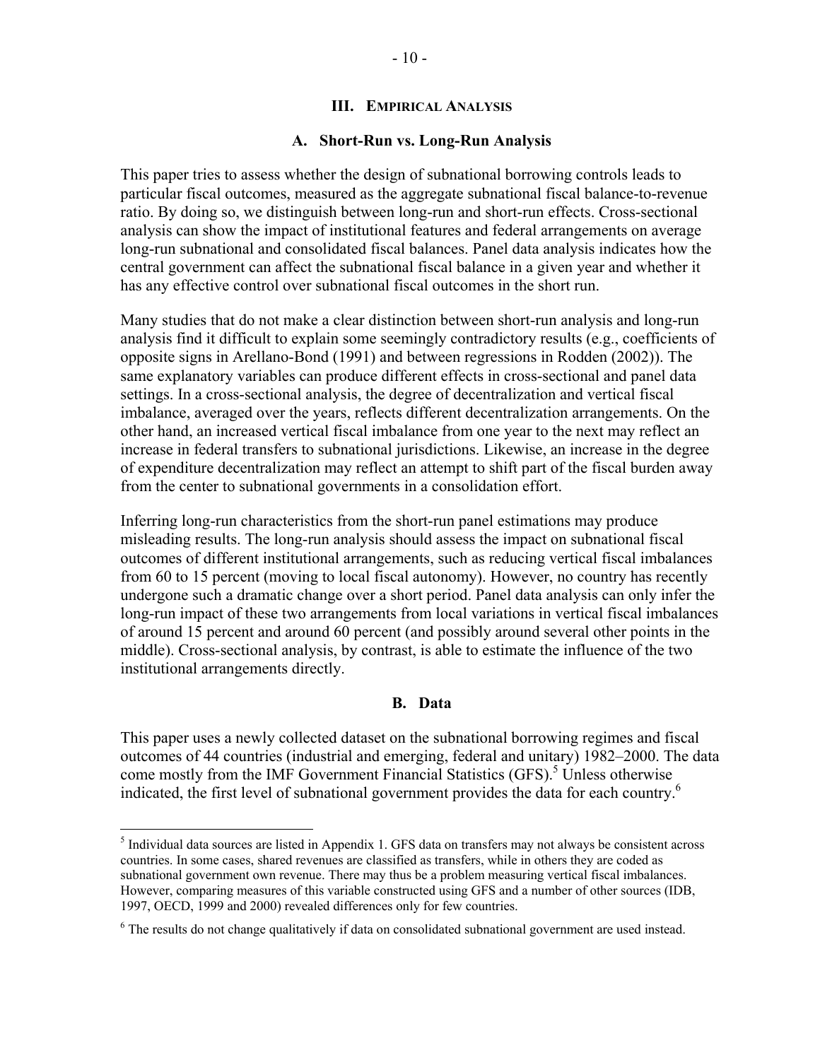## III. EMPIRICAL ANALYSIS

### A. Short-Run vs. Long-Run Analysis

This paper tries to assess whether the design of subnational borrowing controls leads to particular fiscal outcomes, measured as the aggregate subnational fiscal balance-to-revenue ratio. By doing so, we distinguish between long-run and short-run effects. Cross-sectional analysis can show the impact of institutional features and federal arrangements on average long-run subnational and consolidated fiscal balances. Panel data analysis indicates how the central government can affect the subnational fiscal balance in a given year and whether it has any effective control over subnational fiscal outcomes in the short run.

Many studies that do not make a clear distinction between short-run analysis and long-run analysis find it difficult to explain some seemingly contradictory results (e.g., coefficients of opposite signs in Arellano-Bond (1991) and between regressions in Rodden (2002)). The same explanatory variables can produce different effects in cross-sectional and panel data settings. In a cross-sectional analysis, the degree of decentralization and vertical fiscal imbalance, averaged over the years, reflects different decentralization arrangements. On the other hand, an increased vertical fiscal imbalance from one year to the next may reflect an increase in federal transfers to subnational jurisdictions. Likewise, an increase in the degree of expenditure decentralization may reflect an attempt to shift part of the fiscal burden away from the center to subnational governments in a consolidation effort.

Inferring long-run characteristics from the short-run panel estimations may produce misleading results. The long-run analysis should assess the impact on subnational fiscal outcomes of different institutional arrangements, such as reducing vertical fiscal imbalances from 60 to 15 percent (moving to local fiscal autonomy). However, no country has recently undergone such a dramatic change over a short period. Panel data analysis can only infer the long-run impact of these two arrangements from local variations in vertical fiscal imbalances of around 15 percent and around 60 percent (and possibly around several other points in the middle). Cross-sectional analysis, by contrast, is able to estimate the influence of the two institutional arrangements directly.

### B. Data

This paper uses a newly collected dataset on the subnational borrowing regimes and fiscal outcomes of 44 countries (industrial and emerging, federal and unitary) 1982–2000. The data come mostly from the IMF Government Financial Statistics (GFS).[5] Unless otherwise indicated, the first level of subnational government provides the data for each country.[6]

[5] Individual data sources are listed in Appendix 1. GFS data on transfers may not always be consistent across countries. In some cases, shared revenues are classified as transfers, while in others they are coded as subnational government own revenue. There may thus be a problem measuring vertical fiscal imbalances. However, comparing measures of this variable constructed using GFS and a number of other sources (IDB, 1997, OECD, 1999 and 2000) revealed differences only for few countries.

[6] The results do not change qualitatively if data on consolidated subnational government are used instead.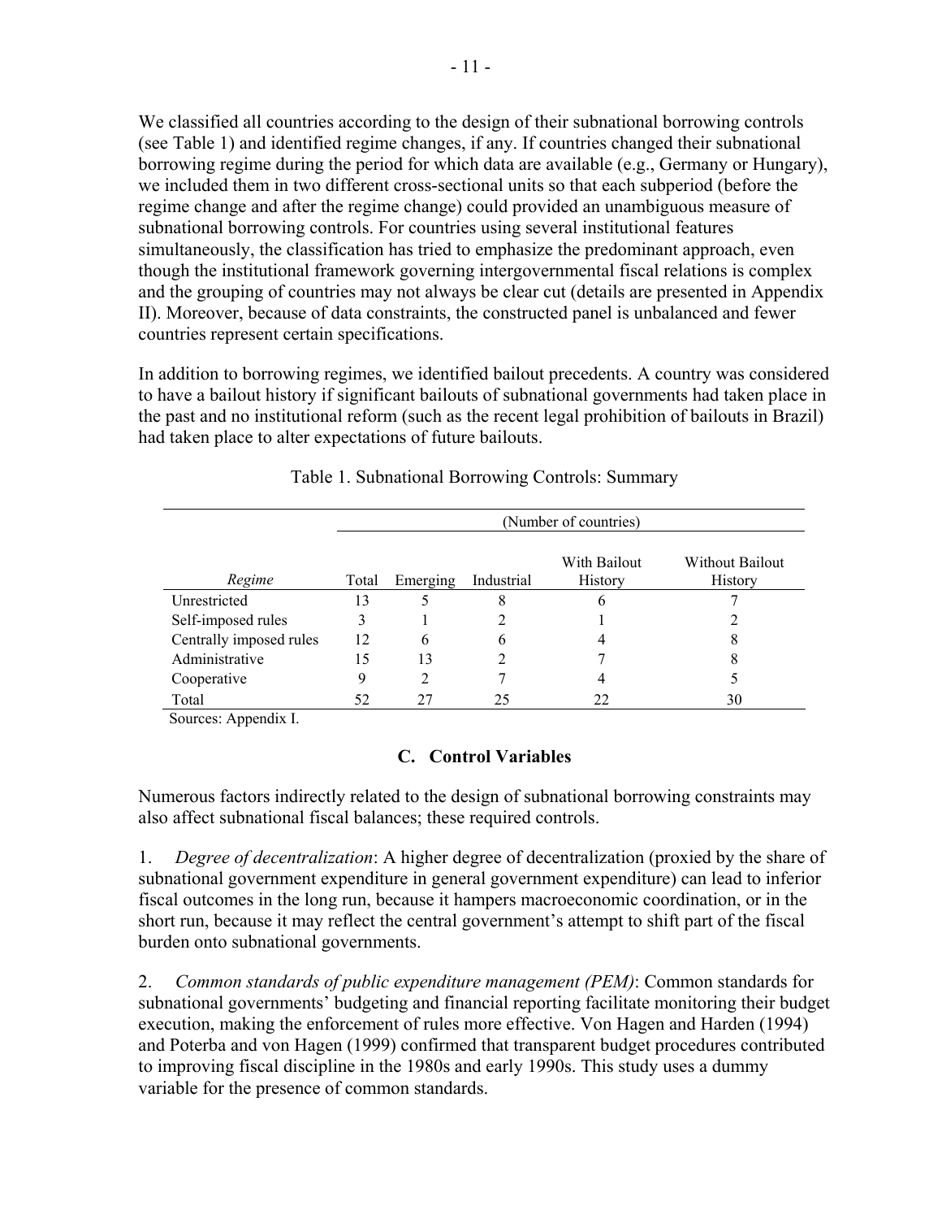We classified all countries according to the design of their subnational borrowing controls (see Table 1) and identified regime changes, if any. If countries changed their subnational borrowing regime during the period for which data are available (e.g., Germany or Hungary), we included them in two different cross-sectional units so that each subperiod (before the regime change and after the regime change) could provided an unambiguous measure of subnational borrowing controls. For countries using several institutional features simultaneously, the classification has tried to emphasize the predominant approach, even though the institutional framework governing intergovernmental fiscal relations is complex and the grouping of countries may not always be clear cut (details are presented in Appendix II). Moreover, because of data constraints, the constructed panel is unbalanced and fewer countries represent certain specifications.

In addition to borrowing regimes, we identified bailout precedents. A country was considered to have a bailout history if significant bailouts of subnational governments had taken place in the past and no institutional reform (such as the recent legal prohibition of bailouts in Brazil) had taken place to alter expectations of future bailouts.

Table 1. Subnational Borrowing Controls: Summary

| | (Number of countries) | | | | |
|---|---|---|---|---|---|
| *Regime* | Total | Emerging | Industrial | With Bailout History | Without Bailout History |
| Unrestricted | 13 | 5 | 8 | 6 | 7 |
| Self-imposed rules | 3 | 1 | 2 | 1 | 2 |
| Centrally imposed rules | 12 | 6 | 6 | 4 | 8 |
| Administrative | 15 | 13 | 2 | 7 | 8 |
| Cooperative | 9 | 2 | 7 | 4 | 5 |
| Total | 52 | 27 | 25 | 22 | 30 |

Sources: Appendix I.

### C. Control Variables

Numerous factors indirectly related to the design of subnational borrowing constraints may also affect subnational fiscal balances; these required controls.

1. *Degree of decentralization*: A higher degree of decentralization (proxied by the share of subnational government expenditure in general government expenditure) can lead to inferior fiscal outcomes in the long run, because it hampers macroeconomic coordination, or in the short run, because it may reflect the central government's attempt to shift part of the fiscal burden onto subnational governments.

2. *Common standards of public expenditure management (PEM)*: Common standards for subnational governments' budgeting and financial reporting facilitate monitoring their budget execution, making the enforcement of rules more effective. Von Hagen and Harden (1994) and Poterba and von Hagen (1999) confirmed that transparent budget procedures contributed to improving fiscal discipline in the 1980s and early 1990s. This study uses a dummy variable for the presence of common standards.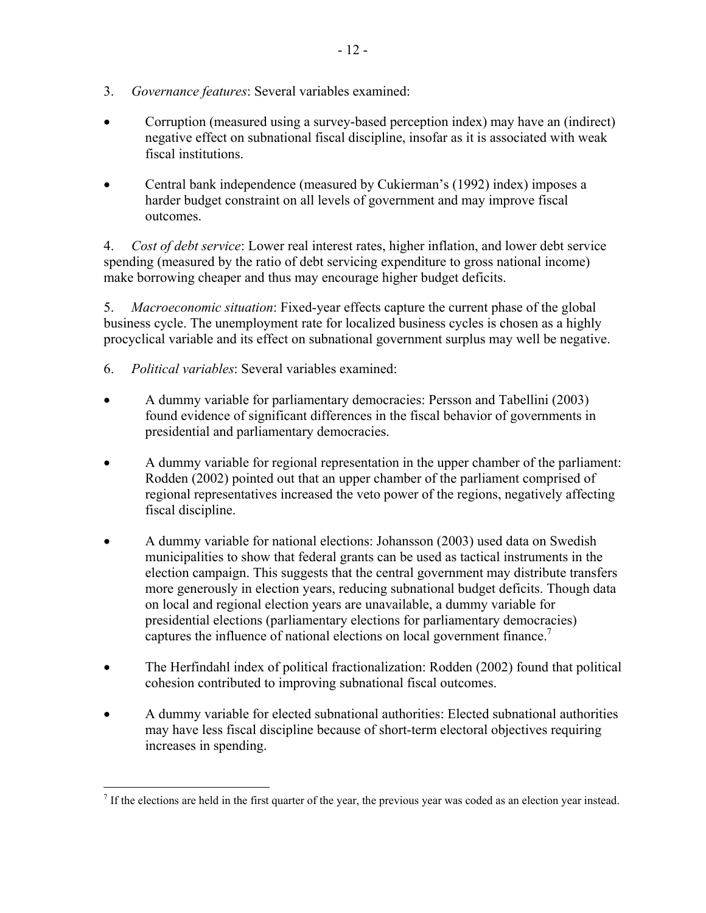3. *Governance features*: Several variables examined:

- Corruption (measured using a survey-based perception index) may have an (indirect) negative effect on subnational fiscal discipline, insofar as it is associated with weak fiscal institutions.

- Central bank independence (measured by Cukierman's (1992) index) imposes a harder budget constraint on all levels of government and may improve fiscal outcomes.

4. *Cost of debt service*: Lower real interest rates, higher inflation, and lower debt service spending (measured by the ratio of debt servicing expenditure to gross national income) make borrowing cheaper and thus may encourage higher budget deficits.

5. *Macroeconomic situation*: Fixed-year effects capture the current phase of the global business cycle. The unemployment rate for localized business cycles is chosen as a highly procyclical variable and its effect on subnational government surplus may well be negative.

6. *Political variables*: Several variables examined:

- A dummy variable for parliamentary democracies: Persson and Tabellini (2003) found evidence of significant differences in the fiscal behavior of governments in presidential and parliamentary democracies.

- A dummy variable for regional representation in the upper chamber of the parliament: Rodden (2002) pointed out that an upper chamber of the parliament comprised of regional representatives increased the veto power of the regions, negatively affecting fiscal discipline.

- A dummy variable for national elections: Johansson (2003) used data on Swedish municipalities to show that federal grants can be used as tactical instruments in the election campaign. This suggests that the central government may distribute transfers more generously in election years, reducing subnational budget deficits. Though data on local and regional election years are unavailable, a dummy variable for presidential elections (parliamentary elections for parliamentary democracies) captures the influence of national elections on local government finance.[7]

- The Herfindahl index of political fractionalization: Rodden (2002) found that political cohesion contributed to improving subnational fiscal outcomes.

- A dummy variable for elected subnational authorities: Elected subnational authorities may have less fiscal discipline because of short-term electoral objectives requiring increases in spending.

[7] If the elections are held in the first quarter of the year, the previous year was coded as an election year instead.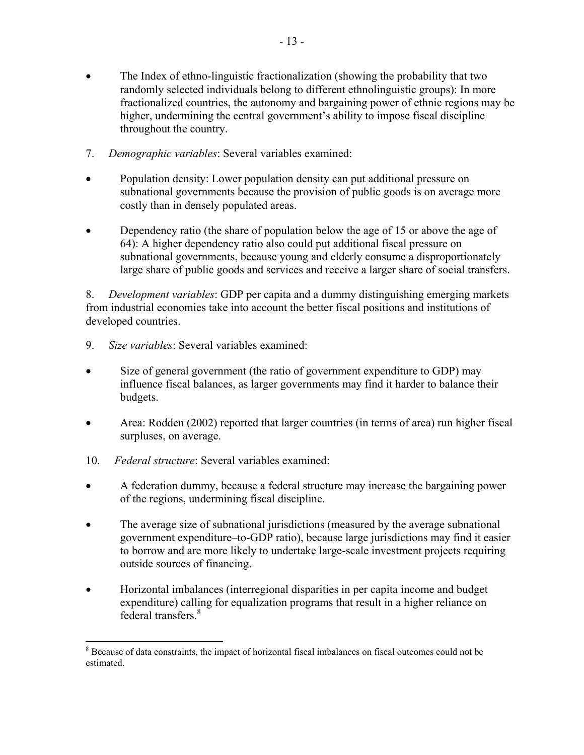- The Index of ethno-linguistic fractionalization (showing the probability that two randomly selected individuals belong to different ethnolinguistic groups): In more fractionalized countries, the autonomy and bargaining power of ethnic regions may be higher, undermining the central government's ability to impose fiscal discipline throughout the country.

7. *Demographic variables*: Several variables examined:

- Population density: Lower population density can put additional pressure on subnational governments because the provision of public goods is on average more costly than in densely populated areas.

- Dependency ratio (the share of population below the age of 15 or above the age of 64): A higher dependency ratio also could put additional fiscal pressure on subnational governments, because young and elderly consume a disproportionately large share of public goods and services and receive a larger share of social transfers.

8. *Development variables*: GDP per capita and a dummy distinguishing emerging markets from industrial economies take into account the better fiscal positions and institutions of developed countries.

9. *Size variables*: Several variables examined:

- Size of general government (the ratio of government expenditure to GDP) may influence fiscal balances, as larger governments may find it harder to balance their budgets.

- Area: Rodden (2002) reported that larger countries (in terms of area) run higher fiscal surpluses, on average.

10. *Federal structure*: Several variables examined:

- A federation dummy, because a federal structure may increase the bargaining power of the regions, undermining fiscal discipline.

- The average size of subnational jurisdictions (measured by the average subnational government expenditure–to-GDP ratio), because large jurisdictions may find it easier to borrow and are more likely to undertake large-scale investment projects requiring outside sources of financing.

- Horizontal imbalances (interregional disparities in per capita income and budget expenditure) calling for equalization programs that result in a higher reliance on federal transfers.[8]

---

[8] Because of data constraints, the impact of horizontal fiscal imbalances on fiscal outcomes could not be estimated.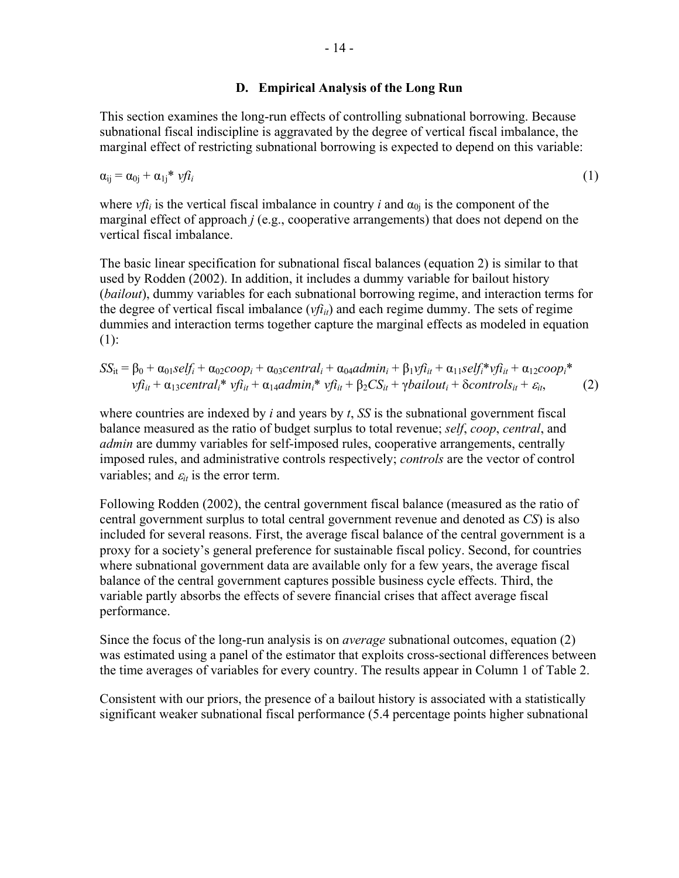### D. Empirical Analysis of the Long Run

This section examines the long-run effects of controlling subnational borrowing. Because subnational fiscal indiscipline is aggravated by the degree of vertical fiscal imbalance, the marginal effect of restricting subnational borrowing is expected to depend on this variable:

$$\alpha_{ij} = \alpha_{0j} + \alpha_{1j} * vfi_i \tag{1}$$

where $vfi_i$ is the vertical fiscal imbalance in country $i$ and $\alpha_{0j}$ is the component of the marginal effect of approach $j$ (e.g., cooperative arrangements) that does not depend on the vertical fiscal imbalance.

The basic linear specification for subnational fiscal balances (equation 2) is similar to that used by Rodden (2002). In addition, it includes a dummy variable for bailout history (*bailout*), dummy variables for each subnational borrowing regime, and interaction terms for the degree of vertical fiscal imbalance ($vfi_{it}$) and each regime dummy. The sets of regime dummies and interaction terms together capture the marginal effects as modeled in equation (1):

$$SS_{it} = \beta_0 + \alpha_{01} self_i + \alpha_{02} coop_i + \alpha_{03} central_i + \alpha_{04} admin_i + \beta_1 vfi_{it} + \alpha_{11} self_i * vfi_{it} + \alpha_{12} coop_i * vfi_{it} + \alpha_{13} central_i * vfi_{it} + \alpha_{14} admin_i * vfi_{it} + \beta_2 CS_{it} + \gamma bailout_i + \delta controls_{it} + \varepsilon_{it}, \tag{2}$$

where countries are indexed by $i$ and years by $t$, $SS$ is the subnational government fiscal balance measured as the ratio of budget surplus to total revenue; *self*, *coop*, *central*, and *admin* are dummy variables for self-imposed rules, cooperative arrangements, centrally imposed rules, and administrative controls respectively; *controls* are the vector of control variables; and $\varepsilon_{it}$ is the error term.

Following Rodden (2002), the central government fiscal balance (measured as the ratio of central government surplus to total central government revenue and denoted as $CS$) is also included for several reasons. First, the average fiscal balance of the central government is a proxy for a society's general preference for sustainable fiscal policy. Second, for countries where subnational government data are available only for a few years, the average fiscal balance of the central government captures possible business cycle effects. Third, the variable partly absorbs the effects of severe financial crises that affect average fiscal performance.

Since the focus of the long-run analysis is on *average* subnational outcomes, equation (2) was estimated using a panel of the estimator that exploits cross-sectional differences between the time averages of variables for every country. The results appear in Column 1 of Table 2.

Consistent with our priors, the presence of a bailout history is associated with a statistically significant weaker subnational fiscal performance (5.4 percentage points higher subnational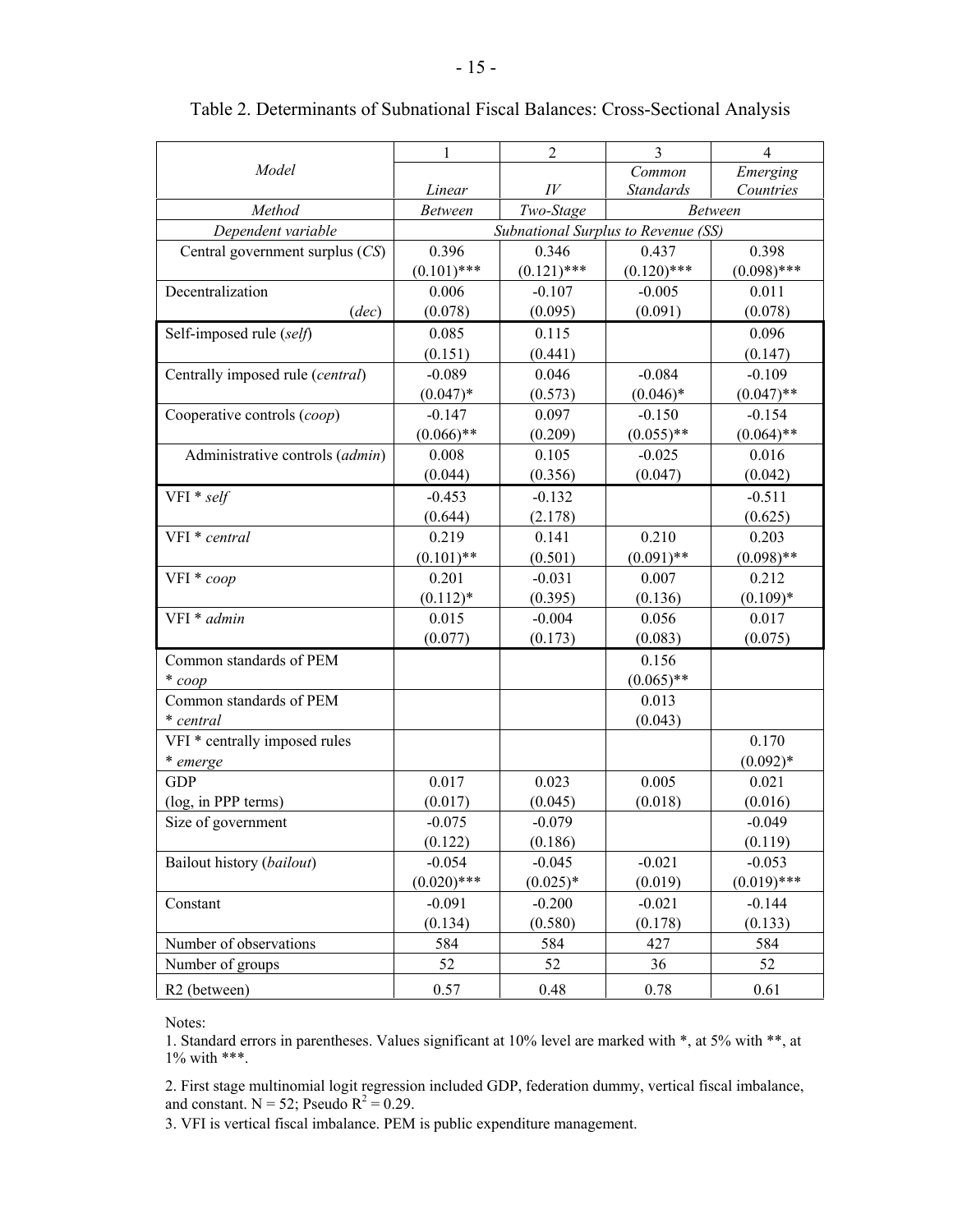Table 2. Determinants of Subnational Fiscal Balances: Cross-Sectional Analysis

| Model | 1<br>*Linear* | 2<br>*IV* | 3<br>*Common Standards* | 4<br>*Emerging Countries* |
|---|---|---|---|---|
| *Method* | *Between* | *Two-Stage* | *Between* | |
| *Dependent variable* | *Subnational Surplus to Revenue (SS)* | | | |
| Central government surplus (*CS*) | 0.396<br>(0.101)*** | 0.346<br>(0.121)*** | 0.437<br>(0.120)*** | 0.398<br>(0.098)*** |
| Decentralization (*dec*) | 0.006<br>(0.078) | -0.107<br>(0.095) | -0.005<br>(0.091) | 0.011<br>(0.078) |
| Self-imposed rule (*self*) | 0.085<br>(0.151) | 0.115<br>(0.441) | | 0.096<br>(0.147) |
| Centrally imposed rule (*central*) | -0.089<br>(0.047)* | 0.046<br>(0.573) | -0.084<br>(0.046)* | -0.109<br>(0.047)** |
| Cooperative controls (*coop*) | -0.147<br>(0.066)** | 0.097<br>(0.209) | -0.150<br>(0.055)** | -0.154<br>(0.064)** |
| Administrative controls (*admin*) | 0.008<br>(0.044) | 0.105<br>(0.356) | -0.025<br>(0.047) | 0.016<br>(0.042) |
| VFI * *self* | -0.453<br>(0.644) | -0.132<br>(2.178) | | -0.511<br>(0.625) |
| VFI * *central* | 0.219<br>(0.101)** | 0.141<br>(0.501) | 0.210<br>(0.091)** | 0.203<br>(0.098)** |
| VFI * *coop* | 0.201<br>(0.112)* | -0.031<br>(0.395) | 0.007<br>(0.136) | 0.212<br>(0.109)* |
| VFI * *admin* | 0.015<br>(0.077) | -0.004<br>(0.173) | 0.056<br>(0.083) | 0.017<br>(0.075) |
| Common standards of PEM * *coop* | | | 0.156<br>(0.065)** | |
| Common standards of PEM * *central* | | | 0.013<br>(0.043) | |
| VFI * centrally imposed rules * *emerge* | | | | 0.170<br>(0.092)* |
| GDP (log, in PPP terms) | 0.017<br>(0.017) | 0.023<br>(0.045) | 0.005<br>(0.018) | 0.021<br>(0.016) |
| Size of government | -0.075<br>(0.122) | -0.079<br>(0.186) | | -0.049<br>(0.119) |
| Bailout history (*bailout*) | -0.054<br>(0.020)*** | -0.045<br>(0.025)* | -0.021<br>(0.019) | -0.053<br>(0.019)*** |
| Constant | -0.091<br>(0.134) | -0.200<br>(0.580) | -0.021<br>(0.178) | -0.144<br>(0.133) |
| Number of observations | 584 | 584 | 427 | 584 |
| Number of groups | 52 | 52 | 36 | 52 |
| R2 (between) | 0.57 | 0.48 | 0.78 | 0.61 |

Notes:

1. Standard errors in parentheses. Values significant at 10% level are marked with *, at 5% with **, at 1% with ***.

2. First stage multinomial logit regression included GDP, federation dummy, vertical fiscal imbalance, and constant. N = 52; Pseudo $R^2 = 0.29$.

3. VFI is vertical fiscal imbalance. PEM is public expenditure management.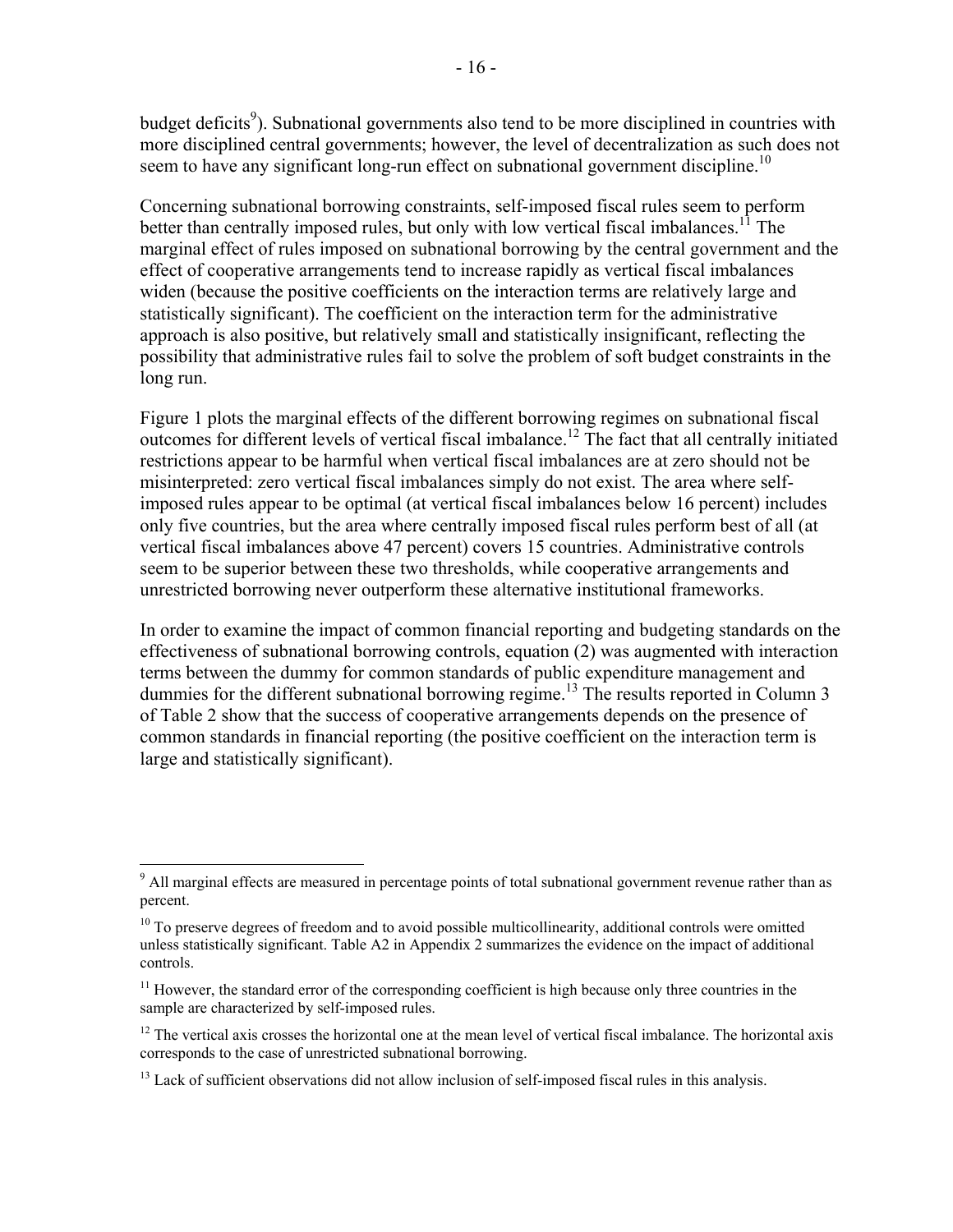budget deficits[9]). Subnational governments also tend to be more disciplined in countries with more disciplined central governments; however, the level of decentralization as such does not seem to have any significant long-run effect on subnational government discipline.[10]

Concerning subnational borrowing constraints, self-imposed fiscal rules seem to perform better than centrally imposed rules, but only with low vertical fiscal imbalances.[11] The marginal effect of rules imposed on subnational borrowing by the central government and the effect of cooperative arrangements tend to increase rapidly as vertical fiscal imbalances widen (because the positive coefficients on the interaction terms are relatively large and statistically significant). The coefficient on the interaction term for the administrative approach is also positive, but relatively small and statistically insignificant, reflecting the possibility that administrative rules fail to solve the problem of soft budget constraints in the long run.

Figure 1 plots the marginal effects of the different borrowing regimes on subnational fiscal outcomes for different levels of vertical fiscal imbalance.[12] The fact that all centrally initiated restrictions appear to be harmful when vertical fiscal imbalances are at zero should not be misinterpreted: zero vertical fiscal imbalances simply do not exist. The area where self-imposed rules appear to be optimal (at vertical fiscal imbalances below 16 percent) includes only five countries, but the area where centrally imposed fiscal rules perform best of all (at vertical fiscal imbalances above 47 percent) covers 15 countries. Administrative controls seem to be superior between these two thresholds, while cooperative arrangements and unrestricted borrowing never outperform these alternative institutional frameworks.

In order to examine the impact of common financial reporting and budgeting standards on the effectiveness of subnational borrowing controls, equation (2) was augmented with interaction terms between the dummy for common standards of public expenditure management and dummies for the different subnational borrowing regime.[13] The results reported in Column 3 of Table 2 show that the success of cooperative arrangements depends on the presence of common standards in financial reporting (the positive coefficient on the interaction term is large and statistically significant).

---

[9] All marginal effects are measured in percentage points of total subnational government revenue rather than as percent.

[10] To preserve degrees of freedom and to avoid possible multicollinearity, additional controls were omitted unless statistically significant. Table A2 in Appendix 2 summarizes the evidence on the impact of additional controls.

[11] However, the standard error of the corresponding coefficient is high because only three countries in the sample are characterized by self-imposed rules.

[12] The vertical axis crosses the horizontal one at the mean level of vertical fiscal imbalance. The horizontal axis corresponds to the case of unrestricted subnational borrowing.

[13] Lack of sufficient observations did not allow inclusion of self-imposed fiscal rules in this analysis.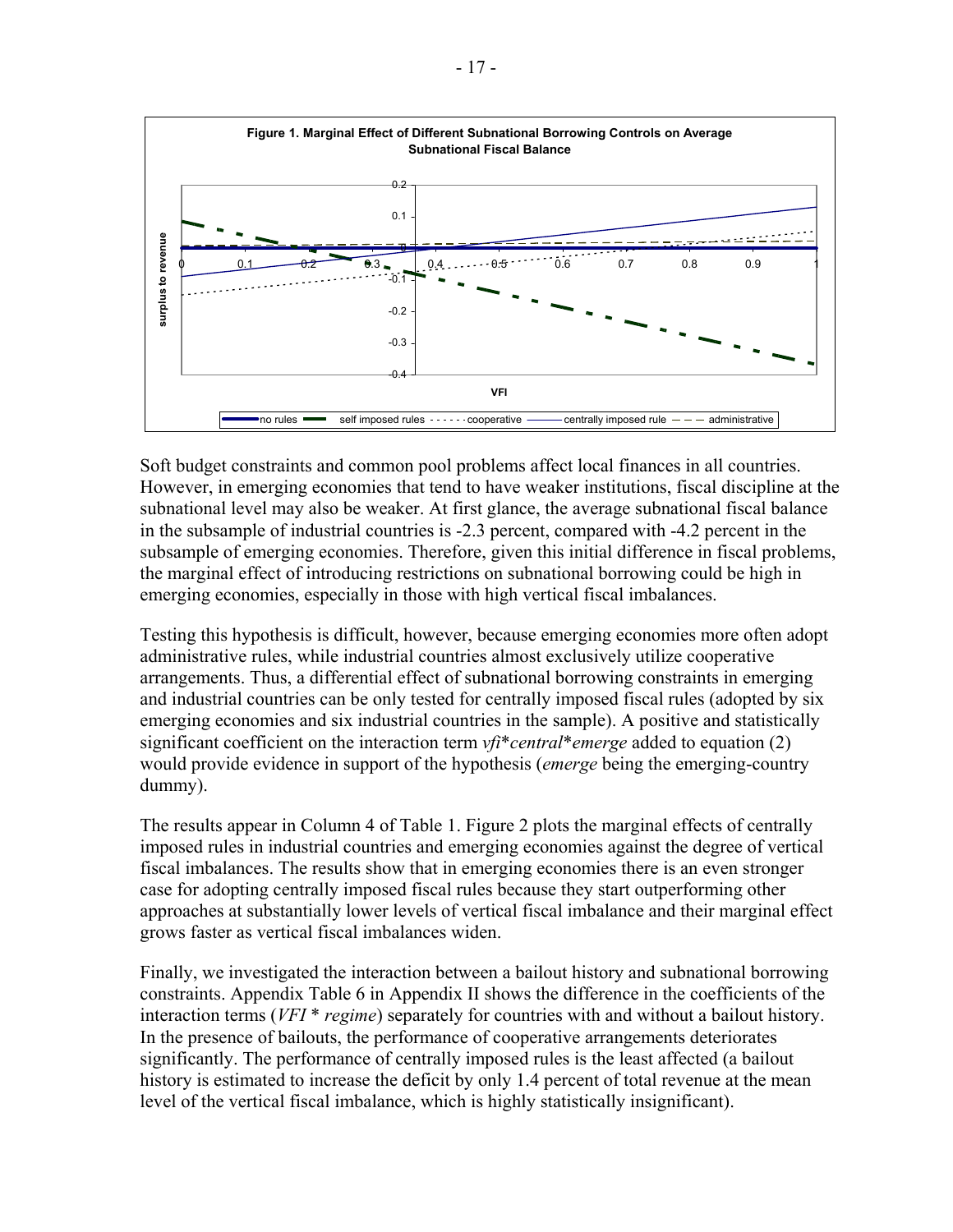**Figure 1. Marginal Effect of Different Subnational Borrowing Controls on Average Subnational Fiscal Balance**

Soft budget constraints and common pool problems affect local finances in all countries. However, in emerging economies that tend to have weaker institutions, fiscal discipline at the subnational level may also be weaker. At first glance, the average subnational fiscal balance in the subsample of industrial countries is -2.3 percent, compared with -4.2 percent in the subsample of emerging economies. Therefore, given this initial difference in fiscal problems, the marginal effect of introducing restrictions on subnational borrowing could be high in emerging economies, especially in those with high vertical fiscal imbalances.

Testing this hypothesis is difficult, however, because emerging economies more often adopt administrative rules, while industrial countries almost exclusively utilize cooperative arrangements. Thus, a differential effect of subnational borrowing constraints in emerging and industrial countries can be only tested for centrally imposed fiscal rules (adopted by six emerging economies and six industrial countries in the sample). A positive and statistically significant coefficient on the interaction term *vfi*\**central*\**emerge* added to equation (2) would provide evidence in support of the hypothesis (*emerge* being the emerging-country dummy).

The results appear in Column 4 of Table 1. Figure 2 plots the marginal effects of centrally imposed rules in industrial countries and emerging economies against the degree of vertical fiscal imbalances. The results show that in emerging economies there is an even stronger case for adopting centrally imposed fiscal rules because they start outperforming other approaches at substantially lower levels of vertical fiscal imbalance and their marginal effect grows faster as vertical fiscal imbalances widen.

Finally, we investigated the interaction between a bailout history and subnational borrowing constraints. Appendix Table 6 in Appendix II shows the difference in the coefficients of the interaction terms (*VFI* \* *regime*) separately for countries with and without a bailout history. In the presence of bailouts, the performance of cooperative arrangements deteriorates significantly. The performance of centrally imposed rules is the least affected (a bailout history is estimated to increase the deficit by only 1.4 percent of total revenue at the mean level of the vertical fiscal imbalance, which is highly statistically insignificant).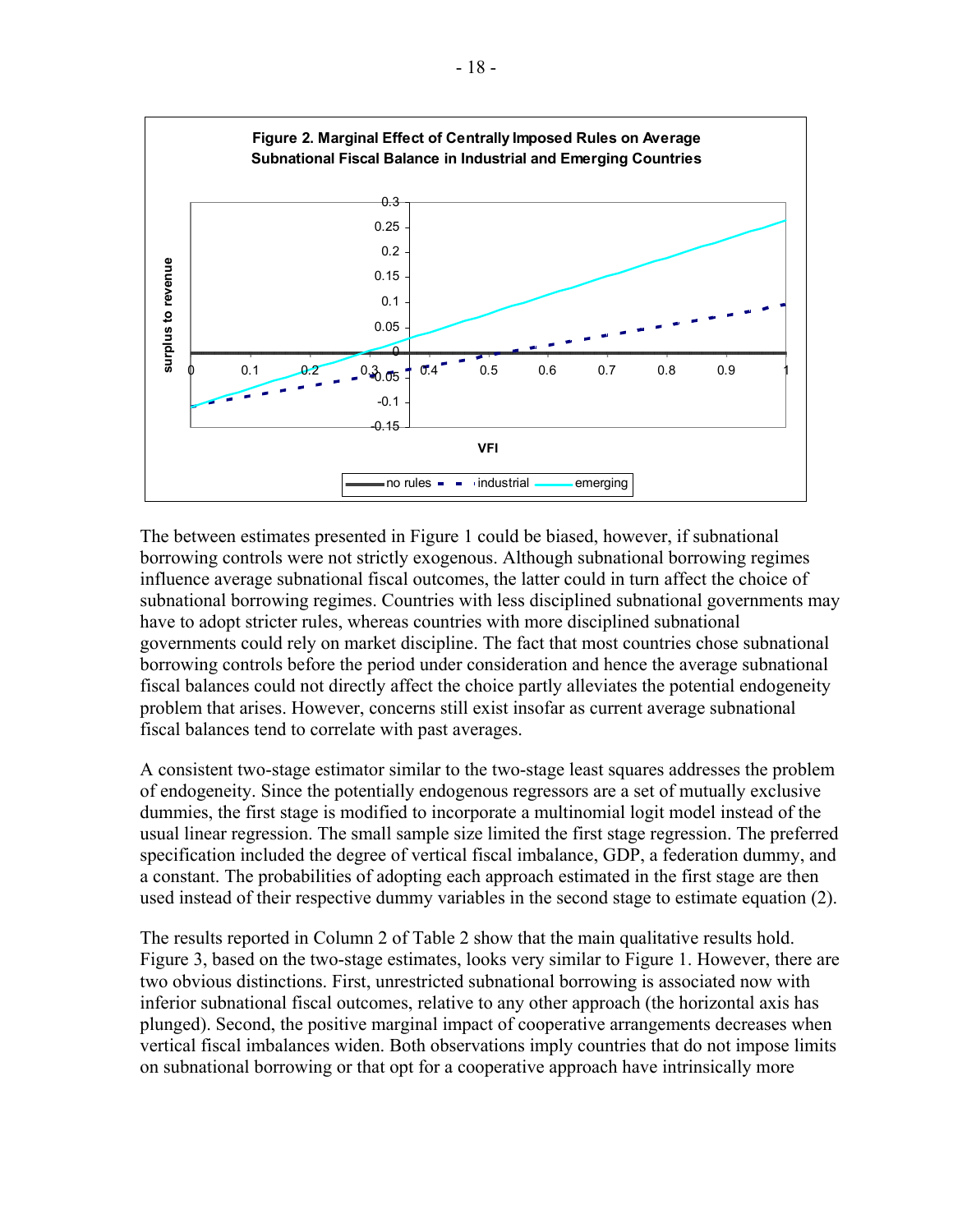**Figure 2. Marginal Effect of Centrally Imposed Rules on Average Subnational Fiscal Balance in Industrial and Emerging Countries**

The between estimates presented in Figure 1 could be biased, however, if subnational borrowing controls were not strictly exogenous. Although subnational borrowing regimes influence average subnational fiscal outcomes, the latter could in turn affect the choice of subnational borrowing regimes. Countries with less disciplined subnational governments may have to adopt stricter rules, whereas countries with more disciplined subnational governments could rely on market discipline. The fact that most countries chose subnational borrowing controls before the period under consideration and hence the average subnational fiscal balances could not directly affect the choice partly alleviates the potential endogeneity problem that arises. However, concerns still exist insofar as current average subnational fiscal balances tend to correlate with past averages.

A consistent two-stage estimator similar to the two-stage least squares addresses the problem of endogeneity. Since the potentially endogenous regressors are a set of mutually exclusive dummies, the first stage is modified to incorporate a multinomial logit model instead of the usual linear regression. The small sample size limited the first stage regression. The preferred specification included the degree of vertical fiscal imbalance, GDP, a federation dummy, and a constant. The probabilities of adopting each approach estimated in the first stage are then used instead of their respective dummy variables in the second stage to estimate equation (2).

The results reported in Column 2 of Table 2 show that the main qualitative results hold. Figure 3, based on the two-stage estimates, looks very similar to Figure 1. However, there are two obvious distinctions. First, unrestricted subnational borrowing is associated now with inferior subnational fiscal outcomes, relative to any other approach (the horizontal axis has plunged). Second, the positive marginal impact of cooperative arrangements decreases when vertical fiscal imbalances widen. Both observations imply countries that do not impose limits on subnational borrowing or that opt for a cooperative approach have intrinsically more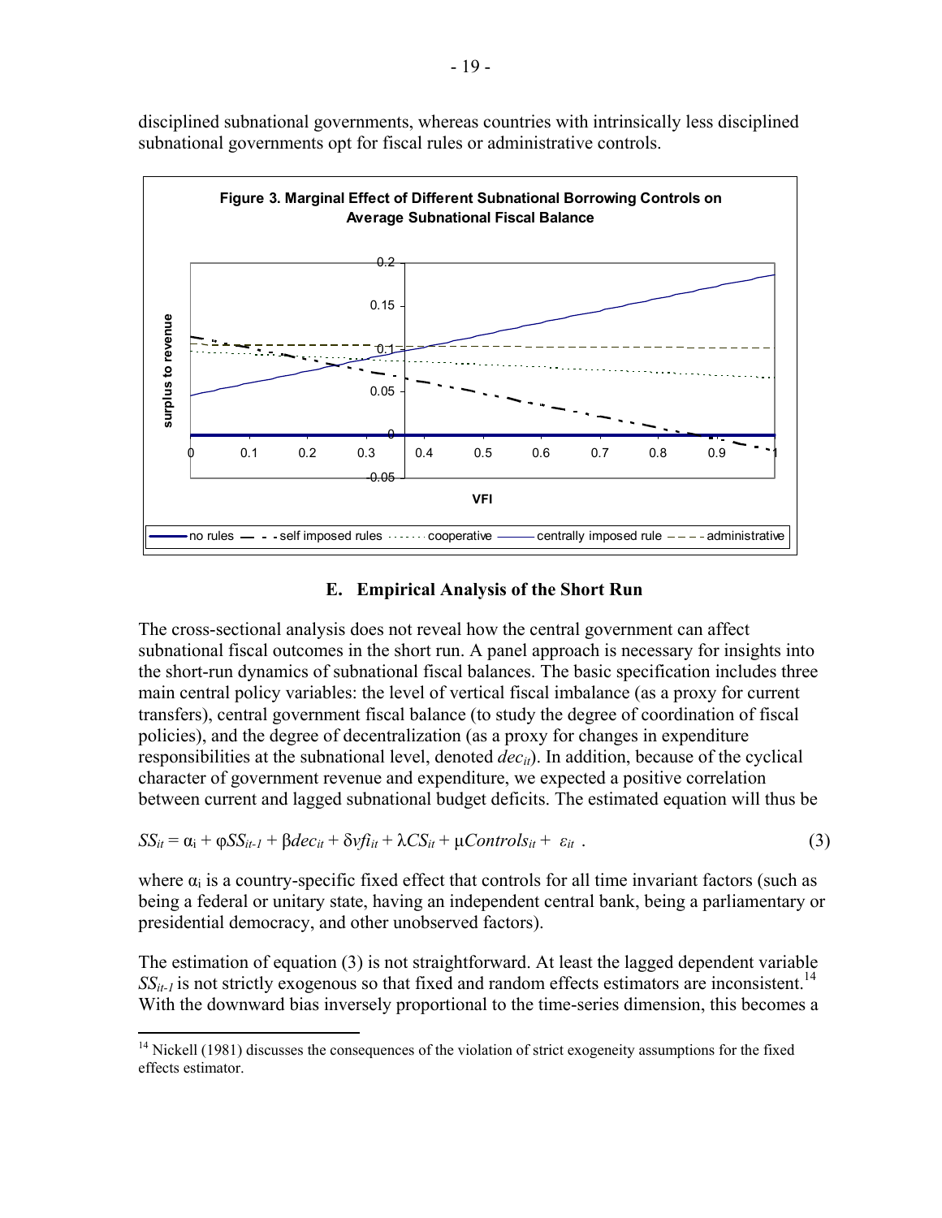disciplined subnational governments, whereas countries with intrinsically less disciplined subnational governments opt for fiscal rules or administrative controls.

**Figure 3. Marginal Effect of Different Subnational Borrowing Controls on Average Subnational Fiscal Balance**

### E. Empirical Analysis of the Short Run

The cross-sectional analysis does not reveal how the central government can affect subnational fiscal outcomes in the short run. A panel approach is necessary for insights into the short-run dynamics of subnational fiscal balances. The basic specification includes three main central policy variables: the level of vertical fiscal imbalance (as a proxy for current transfers), central government fiscal balance (to study the degree of coordination of fiscal policies), and the degree of decentralization (as a proxy for changes in expenditure responsibilities at the subnational level, denoted $dec_{it}$). In addition, because of the cyclical character of government revenue and expenditure, we expected a positive correlation between current and lagged subnational budget deficits. The estimated equation will thus be

$$SS_{it} = \alpha_i + \varphi SS_{it-1} + \beta dec_{it} + \delta vfi_{it} + \lambda CS_{it} + \mu Controls_{it} + \varepsilon_{it} \ . \tag{3}$$

where $\alpha_i$ is a country-specific fixed effect that controls for all time invariant factors (such as being a federal or unitary state, having an independent central bank, being a parliamentary or presidential democracy, and other unobserved factors).

The estimation of equation (3) is not straightforward. At least the lagged dependent variable $SS_{it-1}$ is not strictly exogenous so that fixed and random effects estimators are inconsistent.[14] With the downward bias inversely proportional to the time-series dimension, this becomes a

[14] Nickell (1981) discusses the consequences of the violation of strict exogeneity assumptions for the fixed effects estimator.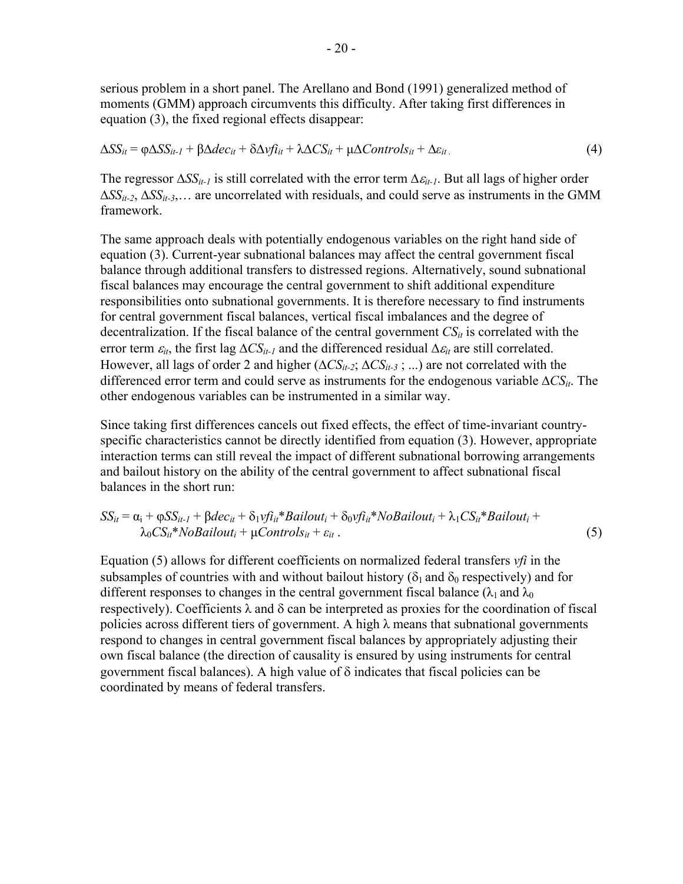serious problem in a short panel. The Arellano and Bond (1991) generalized method of moments (GMM) approach circumvents this difficulty. After taking first differences in equation (3), the fixed regional effects disappear:

$$\Delta SS_{it} = \varphi\Delta SS_{it-1} + \beta\Delta dec_{it} + \delta\Delta vfi_{it} + \lambda\Delta CS_{it} + \mu\Delta Controls_{it} + \Delta\varepsilon_{it}\,. \tag{4}$$

The regressor $\Delta SS_{it-1}$ is still correlated with the error term $\Delta\varepsilon_{it-1}$. But all lags of higher order $\Delta SS_{it-2}$, $\Delta SS_{it-3}$,… are uncorrelated with residuals, and could serve as instruments in the GMM framework.

The same approach deals with potentially endogenous variables on the right hand side of equation (3). Current-year subnational balances may affect the central government fiscal balance through additional transfers to distressed regions. Alternatively, sound subnational fiscal balances may encourage the central government to shift additional expenditure responsibilities onto subnational governments. It is therefore necessary to find instruments for central government fiscal balances, vertical fiscal imbalances and the degree of decentralization. If the fiscal balance of the central government $CS_{it}$ is correlated with the error term $\varepsilon_{it}$, the first lag $\Delta CS_{it-1}$ and the differenced residual $\Delta\varepsilon_{it}$ are still correlated. However, all lags of order 2 and higher ($\Delta CS_{it-2}$; $\Delta CS_{it-3}$ ; ...) are not correlated with the differenced error term and could serve as instruments for the endogenous variable $\Delta CS_{it}$. The other endogenous variables can be instrumented in a similar way.

Since taking first differences cancels out fixed effects, the effect of time-invariant country-specific characteristics cannot be directly identified from equation (3). However, appropriate interaction terms can still reveal the impact of different subnational borrowing arrangements and bailout history on the ability of the central government to affect subnational fiscal balances in the short run:

$$SS_{it} = \alpha_i + \varphi SS_{it-1} + \beta dec_{it} + \delta_1 vfi_{it}{*}Bailout_i + \delta_0 vfi_{it}{*}NoBailout_i + \lambda_1 CS_{it}{*}Bailout_i + \lambda_0 CS_{it}{*}NoBailout_i + \mu Controls_{it} + \varepsilon_{it}\,. \tag{5}$$

Equation (5) allows for different coefficients on normalized federal transfers *vfi* in the subsamples of countries with and without bailout history ($\delta_1$ and $\delta_0$ respectively) and for different responses to changes in the central government fiscal balance ($\lambda_1$ and $\lambda_0$ respectively). Coefficients $\lambda$ and $\delta$ can be interpreted as proxies for the coordination of fiscal policies across different tiers of government. A high $\lambda$ means that subnational governments respond to changes in central government fiscal balances by appropriately adjusting their own fiscal balance (the direction of causality is ensured by using instruments for central government fiscal balances). A high value of $\delta$ indicates that fiscal policies can be coordinated by means of federal transfers.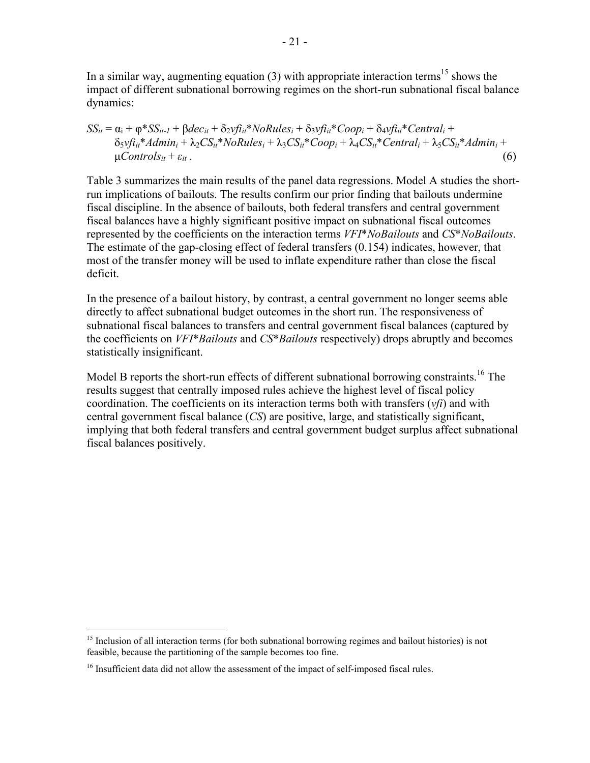In a similar way, augmenting equation (3) with appropriate interaction terms[15] shows the impact of different subnational borrowing regimes on the short-run subnational fiscal balance dynamics:

$$SS_{it} = \alpha_i + \varphi * SS_{it-1} + \beta dec_{it} + \delta_2 vfi_{it} * NoRules_i + \delta_3 vfi_{it} * Coop_i + \delta_4 vfi_{it} * Central_i + \delta_5 vfi_{it} * Admin_i + \lambda_2 CS_{it} * NoRules_i + \lambda_3 CS_{it} * Coop_i + \lambda_4 CS_{it} * Central_i + \lambda_5 CS_{it} * Admin_i + \mu Controls_{it} + \varepsilon_{it} \,. \quad (6)$$

Table 3 summarizes the main results of the panel data regressions. Model A studies the short-run implications of bailouts. The results confirm our prior finding that bailouts undermine fiscal discipline. In the absence of bailouts, both federal transfers and central government fiscal balances have a highly significant positive impact on subnational fiscal outcomes represented by the coefficients on the interaction terms *VFI*\**NoBailouts* and *CS*\**NoBailouts*. The estimate of the gap-closing effect of federal transfers (0.154) indicates, however, that most of the transfer money will be used to inflate expenditure rather than close the fiscal deficit.

In the presence of a bailout history, by contrast, a central government no longer seems able directly to affect subnational budget outcomes in the short run. The responsiveness of subnational fiscal balances to transfers and central government fiscal balances (captured by the coefficients on *VFI*\**Bailouts* and *CS*\**Bailouts* respectively) drops abruptly and becomes statistically insignificant.

Model B reports the short-run effects of different subnational borrowing constraints.[16] The results suggest that centrally imposed rules achieve the highest level of fiscal policy coordination. The coefficients on its interaction terms both with transfers (*vfi*) and with central government fiscal balance (*CS*) are positive, large, and statistically significant, implying that both federal transfers and central government budget surplus affect subnational fiscal balances positively.

---

[15] Inclusion of all interaction terms (for both subnational borrowing regimes and bailout histories) is not feasible, because the partitioning of the sample becomes too fine.

[16] Insufficient data did not allow the assessment of the impact of self-imposed fiscal rules.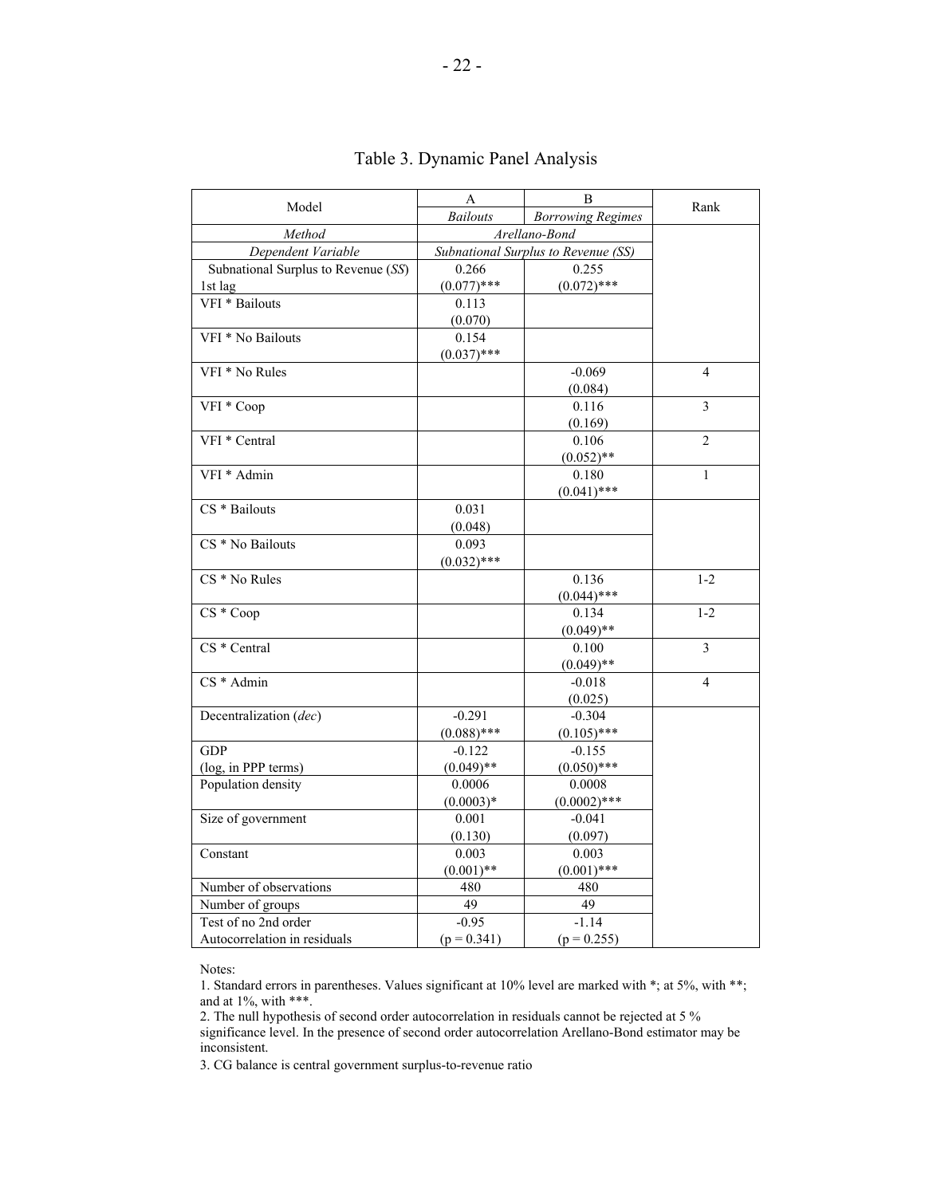# Table 3. Dynamic Panel Analysis

| Model | A | B | Rank |
|---|---|---|---|
| | *Bailouts* | *Borrowing Regimes* | |
| *Method* | *Arellano-Bond* | | |
| *Dependent Variable* | *Subnational Surplus to Revenue (SS)* | | |
| Subnational Surplus to Revenue (*SS*) 1st lag | 0.266 (0.077)*** | 0.255 (0.072)*** | |
| VFI * Bailouts | 0.113 (0.070) | | |
| VFI * No Bailouts | 0.154 (0.037)*** | | |
| VFI * No Rules | | -0.069 (0.084) | 4 |
| VFI * Coop | | 0.116 (0.169) | 3 |
| VFI * Central | | 0.106 (0.052)** | 2 |
| VFI * Admin | | 0.180 (0.041)*** | 1 |
| CS * Bailouts | 0.031 (0.048) | | |
| CS * No Bailouts | 0.093 (0.032)*** | | |
| CS * No Rules | | 0.136 (0.044)*** | 1-2 |
| CS * Coop | | 0.134 (0.049)** | 1-2 |
| CS * Central | | 0.100 (0.049)** | 3 |
| CS * Admin | | -0.018 (0.025) | 4 |
| Decentralization (*dec*) | -0.291 (0.088)*** | -0.304 (0.105)*** | |
| GDP (log, in PPP terms) | -0.122 (0.049)** | -0.155 (0.050)*** | |
| Population density | 0.0006 (0.0003)* | 0.0008 (0.0002)*** | |
| Size of government | 0.001 (0.130) | -0.041 (0.097) | |
| Constant | 0.003 (0.001)** | 0.003 (0.001)*** | |
| Number of observations | 480 | 480 | |
| Number of groups | 49 | 49 | |
| Test of no 2nd order Autocorrelation in residuals | -0.95 (p = 0.341) | -1.14 (p = 0.255) | |

Notes:

1. Standard errors in parentheses. Values significant at 10% level are marked with *; at 5%, with **; and at 1%, with ***.
2. The null hypothesis of second order autocorrelation in residuals cannot be rejected at 5 % significance level. In the presence of second order autocorrelation Arellano-Bond estimator may be inconsistent.
3. CG balance is central government surplus-to-revenue ratio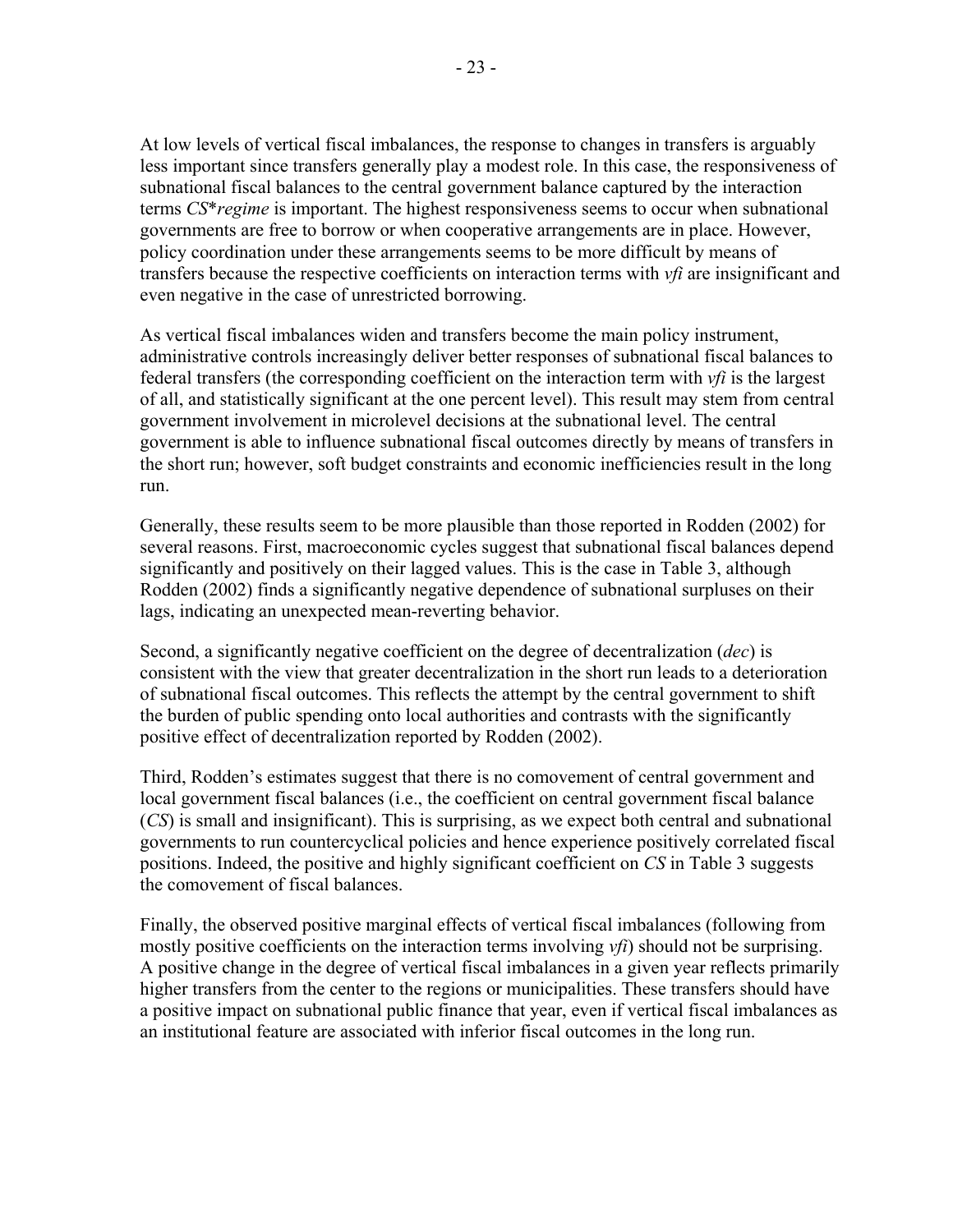At low levels of vertical fiscal imbalances, the response to changes in transfers is arguably less important since transfers generally play a modest role. In this case, the responsiveness of subnational fiscal balances to the central government balance captured by the interaction terms *CS*\**regime* is important. The highest responsiveness seems to occur when subnational governments are free to borrow or when cooperative arrangements are in place. However, policy coordination under these arrangements seems to be more difficult by means of transfers because the respective coefficients on interaction terms with *vfi* are insignificant and even negative in the case of unrestricted borrowing.

As vertical fiscal imbalances widen and transfers become the main policy instrument, administrative controls increasingly deliver better responses of subnational fiscal balances to federal transfers (the corresponding coefficient on the interaction term with *vfi* is the largest of all, and statistically significant at the one percent level). This result may stem from central government involvement in microlevel decisions at the subnational level. The central government is able to influence subnational fiscal outcomes directly by means of transfers in the short run; however, soft budget constraints and economic inefficiencies result in the long run.

Generally, these results seem to be more plausible than those reported in Rodden (2002) for several reasons. First, macroeconomic cycles suggest that subnational fiscal balances depend significantly and positively on their lagged values. This is the case in Table 3, although Rodden (2002) finds a significantly negative dependence of subnational surpluses on their lags, indicating an unexpected mean-reverting behavior.

Second, a significantly negative coefficient on the degree of decentralization (*dec*) is consistent with the view that greater decentralization in the short run leads to a deterioration of subnational fiscal outcomes. This reflects the attempt by the central government to shift the burden of public spending onto local authorities and contrasts with the significantly positive effect of decentralization reported by Rodden (2002).

Third, Rodden's estimates suggest that there is no comovement of central government and local government fiscal balances (i.e., the coefficient on central government fiscal balance (*CS*) is small and insignificant). This is surprising, as we expect both central and subnational governments to run countercyclical policies and hence experience positively correlated fiscal positions. Indeed, the positive and highly significant coefficient on *CS* in Table 3 suggests the comovement of fiscal balances.

Finally, the observed positive marginal effects of vertical fiscal imbalances (following from mostly positive coefficients on the interaction terms involving *vfi*) should not be surprising. A positive change in the degree of vertical fiscal imbalances in a given year reflects primarily higher transfers from the center to the regions or municipalities. These transfers should have a positive impact on subnational public finance that year, even if vertical fiscal imbalances as an institutional feature are associated with inferior fiscal outcomes in the long run.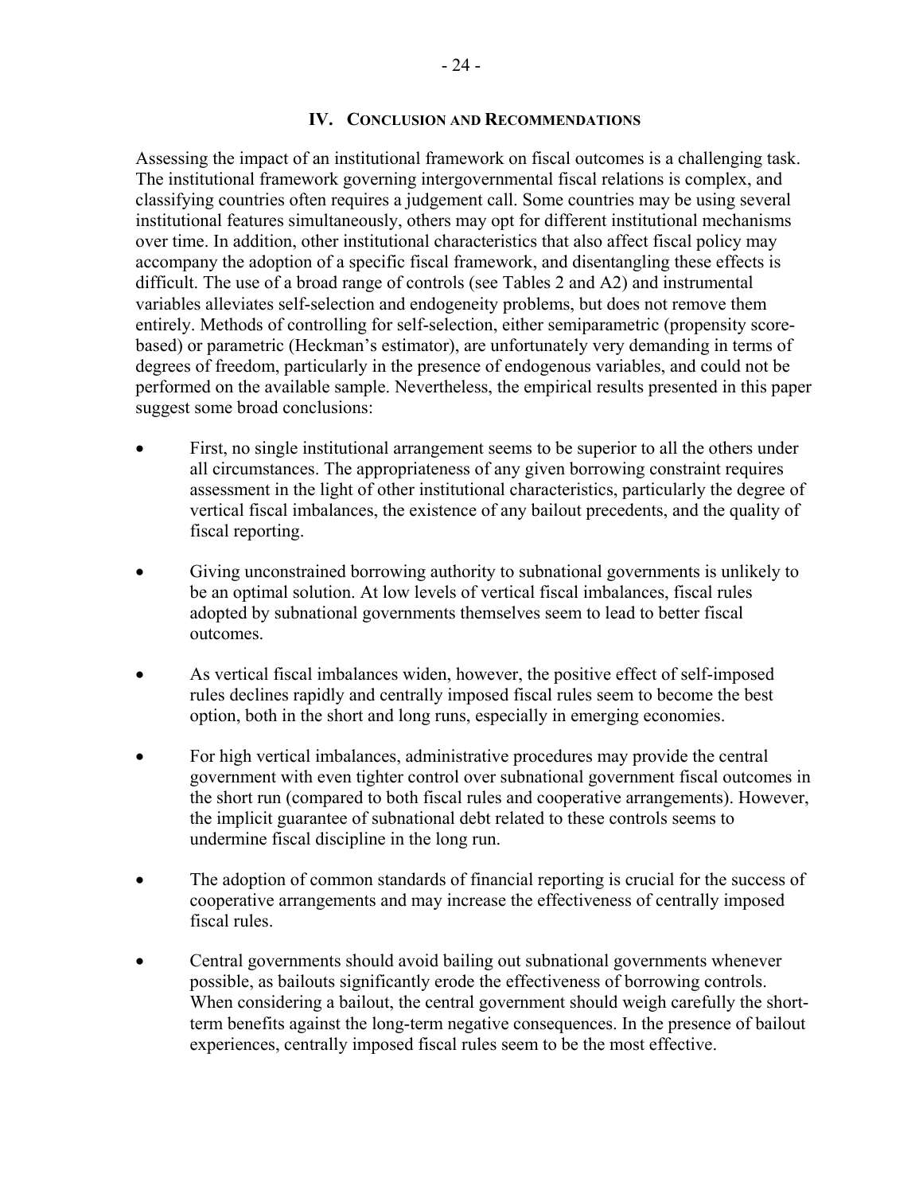## IV. Conclusion and Recommendations

Assessing the impact of an institutional framework on fiscal outcomes is a challenging task. The institutional framework governing intergovernmental fiscal relations is complex, and classifying countries often requires a judgement call. Some countries may be using several institutional features simultaneously, others may opt for different institutional mechanisms over time. In addition, other institutional characteristics that also affect fiscal policy may accompany the adoption of a specific fiscal framework, and disentangling these effects is difficult. The use of a broad range of controls (see Tables 2 and A2) and instrumental variables alleviates self-selection and endogeneity problems, but does not remove them entirely. Methods of controlling for self-selection, either semiparametric (propensity score-based) or parametric (Heckman's estimator), are unfortunately very demanding in terms of degrees of freedom, particularly in the presence of endogenous variables, and could not be performed on the available sample. Nevertheless, the empirical results presented in this paper suggest some broad conclusions:

- First, no single institutional arrangement seems to be superior to all the others under all circumstances. The appropriateness of any given borrowing constraint requires assessment in the light of other institutional characteristics, particularly the degree of vertical fiscal imbalances, the existence of any bailout precedents, and the quality of fiscal reporting.
- Giving unconstrained borrowing authority to subnational governments is unlikely to be an optimal solution. At low levels of vertical fiscal imbalances, fiscal rules adopted by subnational governments themselves seem to lead to better fiscal outcomes.
- As vertical fiscal imbalances widen, however, the positive effect of self-imposed rules declines rapidly and centrally imposed fiscal rules seem to become the best option, both in the short and long runs, especially in emerging economies.
- For high vertical imbalances, administrative procedures may provide the central government with even tighter control over subnational government fiscal outcomes in the short run (compared to both fiscal rules and cooperative arrangements). However, the implicit guarantee of subnational debt related to these controls seems to undermine fiscal discipline in the long run.
- The adoption of common standards of financial reporting is crucial for the success of cooperative arrangements and may increase the effectiveness of centrally imposed fiscal rules.
- Central governments should avoid bailing out subnational governments whenever possible, as bailouts significantly erode the effectiveness of borrowing controls. When considering a bailout, the central government should weigh carefully the short-term benefits against the long-term negative consequences. In the presence of bailout experiences, centrally imposed fiscal rules seem to be the most effective.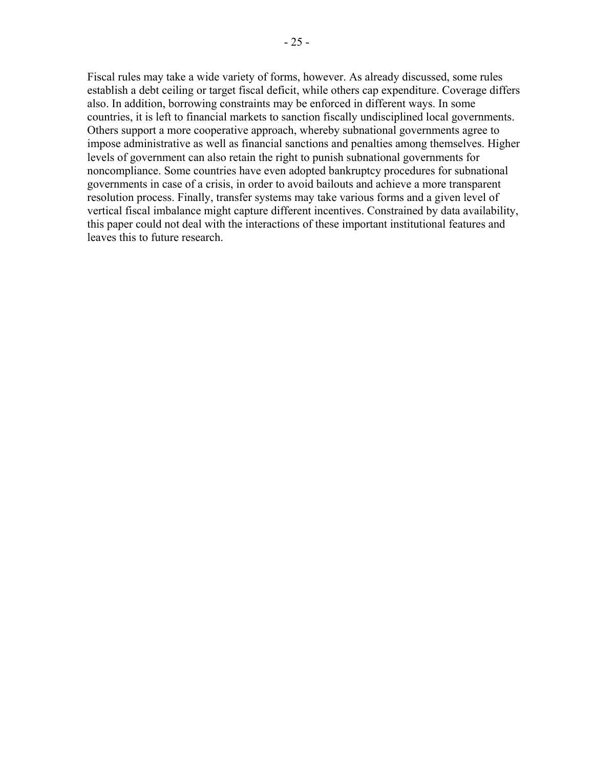Fiscal rules may take a wide variety of forms, however. As already discussed, some rules establish a debt ceiling or target fiscal deficit, while others cap expenditure. Coverage differs also. In addition, borrowing constraints may be enforced in different ways. In some countries, it is left to financial markets to sanction fiscally undisciplined local governments. Others support a more cooperative approach, whereby subnational governments agree to impose administrative as well as financial sanctions and penalties among themselves. Higher levels of government can also retain the right to punish subnational governments for noncompliance. Some countries have even adopted bankruptcy procedures for subnational governments in case of a crisis, in order to avoid bailouts and achieve a more transparent resolution process. Finally, transfer systems may take various forms and a given level of vertical fiscal imbalance might capture different incentives. Constrained by data availability, this paper could not deal with the interactions of these important institutional features and leaves this to future research.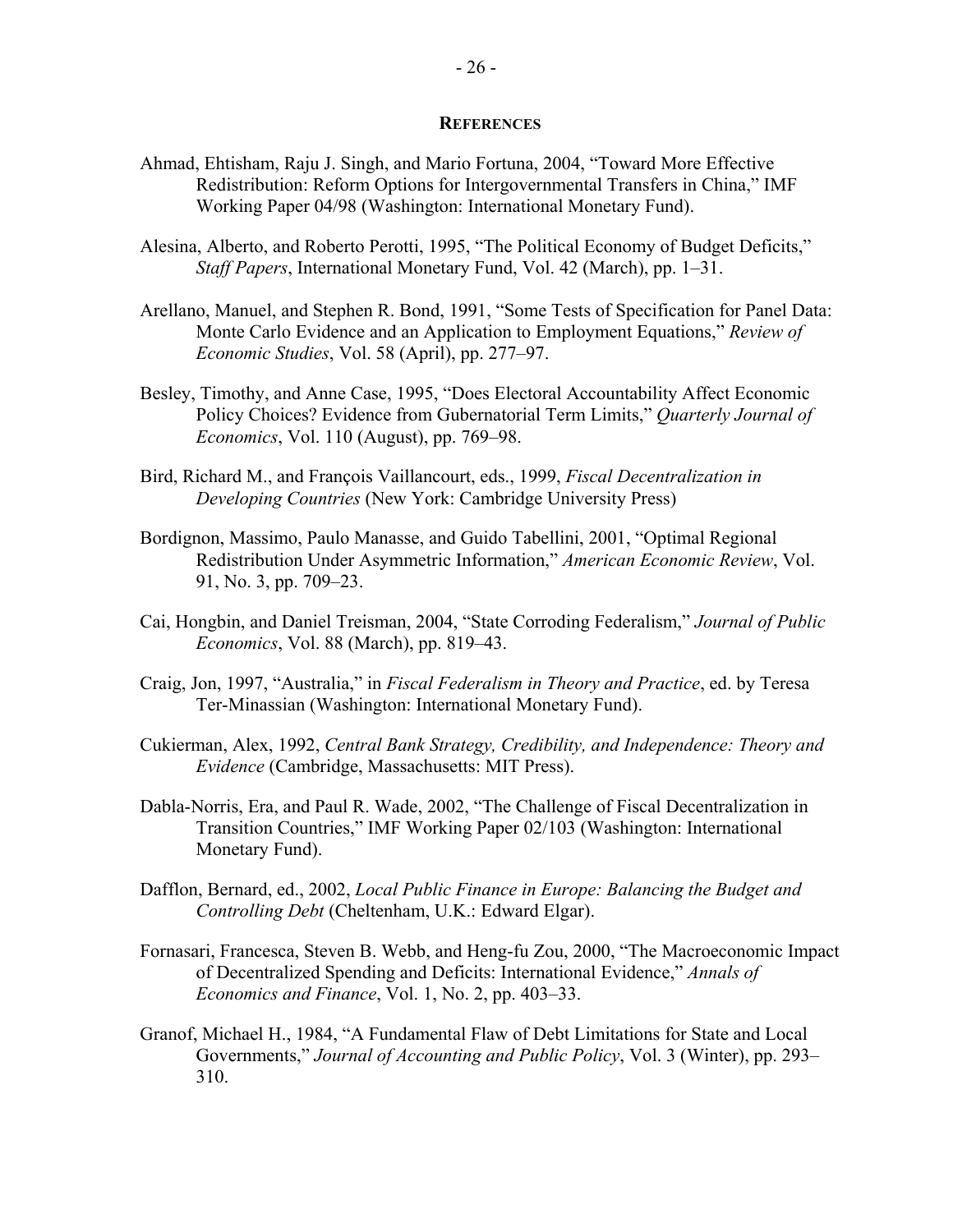## REFERENCES

Ahmad, Ehtisham, Raju J. Singh, and Mario Fortuna, 2004, "Toward More Effective Redistribution: Reform Options for Intergovernmental Transfers in China," IMF Working Paper 04/98 (Washington: International Monetary Fund).

Alesina, Alberto, and Roberto Perotti, 1995, "The Political Economy of Budget Deficits," *Staff Papers*, International Monetary Fund, Vol. 42 (March), pp. 1–31.

Arellano, Manuel, and Stephen R. Bond, 1991, "Some Tests of Specification for Panel Data: Monte Carlo Evidence and an Application to Employment Equations," *Review of Economic Studies*, Vol. 58 (April), pp. 277–97.

Besley, Timothy, and Anne Case, 1995, "Does Electoral Accountability Affect Economic Policy Choices? Evidence from Gubernatorial Term Limits," *Quarterly Journal of Economics*, Vol. 110 (August), pp. 769–98.

Bird, Richard M., and François Vaillancourt, eds., 1999, *Fiscal Decentralization in Developing Countries* (New York: Cambridge University Press)

Bordignon, Massimo, Paulo Manasse, and Guido Tabellini, 2001, "Optimal Regional Redistribution Under Asymmetric Information," *American Economic Review*, Vol. 91, No. 3, pp. 709–23.

Cai, Hongbin, and Daniel Treisman, 2004, "State Corroding Federalism," *Journal of Public Economics*, Vol. 88 (March), pp. 819–43.

Craig, Jon, 1997, "Australia," in *Fiscal Federalism in Theory and Practice*, ed. by Teresa Ter-Minassian (Washington: International Monetary Fund).

Cukierman, Alex, 1992, *Central Bank Strategy, Credibility, and Independence: Theory and Evidence* (Cambridge, Massachusetts: MIT Press).

Dabla-Norris, Era, and Paul R. Wade, 2002, "The Challenge of Fiscal Decentralization in Transition Countries," IMF Working Paper 02/103 (Washington: International Monetary Fund).

Dafflon, Bernard, ed., 2002, *Local Public Finance in Europe: Balancing the Budget and Controlling Debt* (Cheltenham, U.K.: Edward Elgar).

Fornasari, Francesca, Steven B. Webb, and Heng-fu Zou, 2000, "The Macroeconomic Impact of Decentralized Spending and Deficits: International Evidence," *Annals of Economics and Finance*, Vol. 1, No. 2, pp. 403–33.

Granof, Michael H., 1984, "A Fundamental Flaw of Debt Limitations for State and Local Governments," *Journal of Accounting and Public Policy*, Vol. 3 (Winter), pp. 293–310.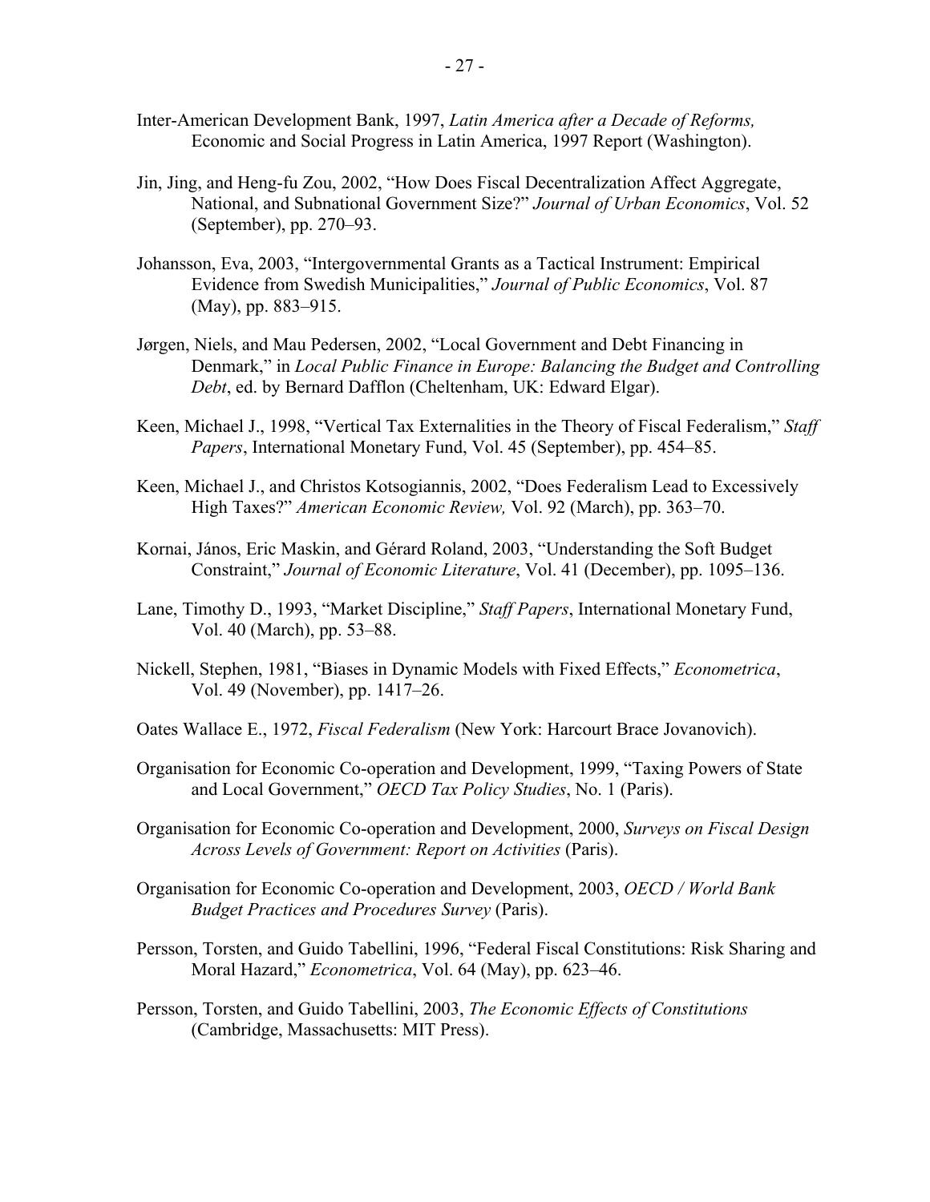Inter-American Development Bank, 1997, *Latin America after a Decade of Reforms,* Economic and Social Progress in Latin America, 1997 Report (Washington).

Jin, Jing, and Heng-fu Zou, 2002, "How Does Fiscal Decentralization Affect Aggregate, National, and Subnational Government Size?" *Journal of Urban Economics*, Vol. 52 (September), pp. 270–93.

Johansson, Eva, 2003, "Intergovernmental Grants as a Tactical Instrument: Empirical Evidence from Swedish Municipalities," *Journal of Public Economics*, Vol. 87 (May), pp. 883–915.

Jørgen, Niels, and Mau Pedersen, 2002, "Local Government and Debt Financing in Denmark," in *Local Public Finance in Europe: Balancing the Budget and Controlling Debt*, ed. by Bernard Dafflon (Cheltenham, UK: Edward Elgar).

Keen, Michael J., 1998, "Vertical Tax Externalities in the Theory of Fiscal Federalism," *Staff Papers*, International Monetary Fund, Vol. 45 (September), pp. 454–85.

Keen, Michael J., and Christos Kotsogiannis, 2002, "Does Federalism Lead to Excessively High Taxes?" *American Economic Review,* Vol. 92 (March), pp. 363–70.

Kornai, János, Eric Maskin, and Gérard Roland, 2003, "Understanding the Soft Budget Constraint," *Journal of Economic Literature*, Vol. 41 (December), pp. 1095–136.

Lane, Timothy D., 1993, "Market Discipline," *Staff Papers*, International Monetary Fund, Vol. 40 (March), pp. 53–88.

Nickell, Stephen, 1981, "Biases in Dynamic Models with Fixed Effects," *Econometrica*, Vol. 49 (November), pp. 1417–26.

Oates Wallace E., 1972, *Fiscal Federalism* (New York: Harcourt Brace Jovanovich).

Organisation for Economic Co-operation and Development, 1999, "Taxing Powers of State and Local Government," *OECD Tax Policy Studies*, No. 1 (Paris).

Organisation for Economic Co-operation and Development, 2000, *Surveys on Fiscal Design Across Levels of Government: Report on Activities* (Paris).

Organisation for Economic Co-operation and Development, 2003, *OECD / World Bank Budget Practices and Procedures Survey* (Paris).

Persson, Torsten, and Guido Tabellini, 1996, "Federal Fiscal Constitutions: Risk Sharing and Moral Hazard," *Econometrica*, Vol. 64 (May), pp. 623–46.

Persson, Torsten, and Guido Tabellini, 2003, *The Economic Effects of Constitutions* (Cambridge, Massachusetts: MIT Press).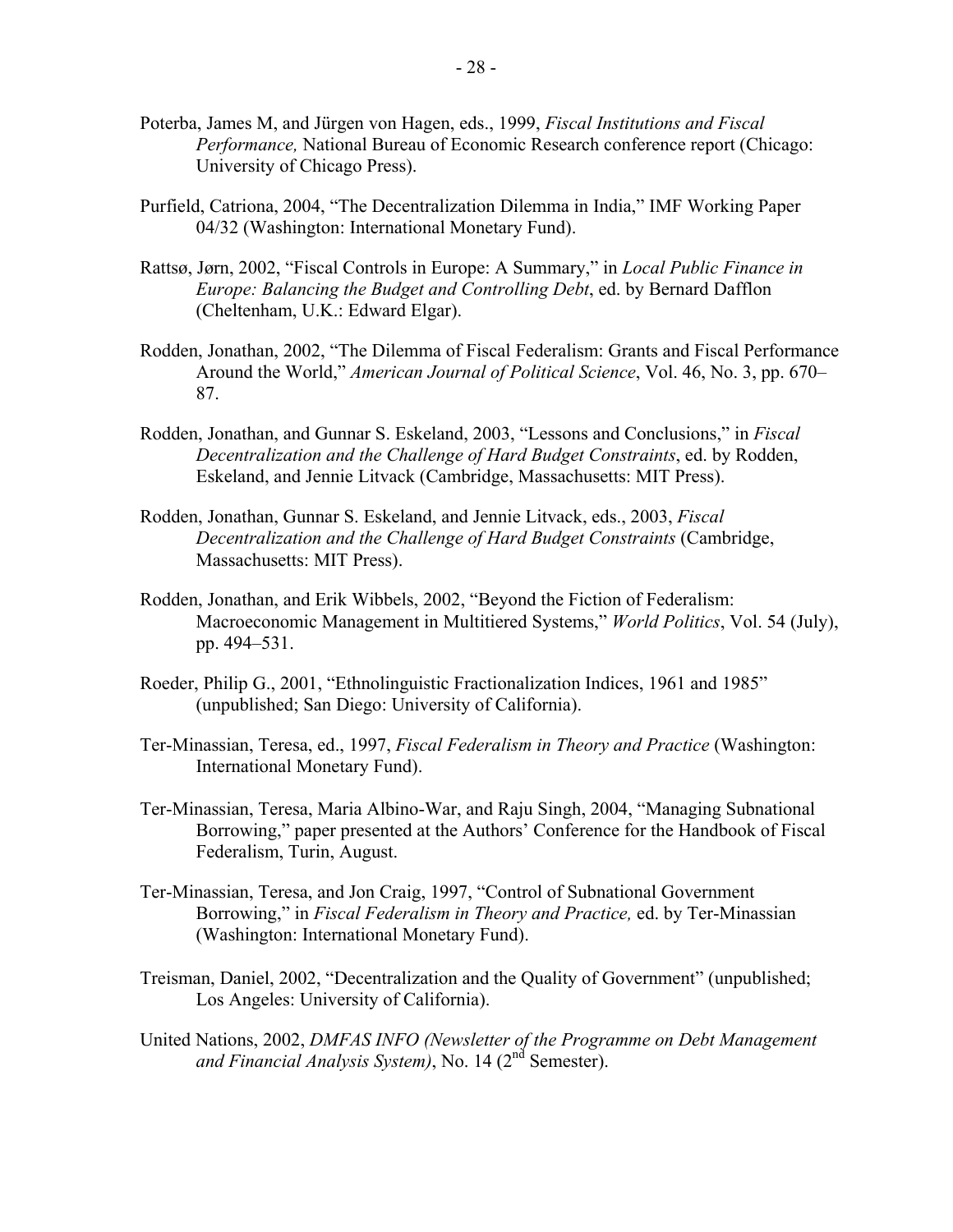Poterba, James M, and Jürgen von Hagen, eds., 1999, *Fiscal Institutions and Fiscal Performance,* National Bureau of Economic Research conference report (Chicago: University of Chicago Press).

Purfield, Catriona, 2004, "The Decentralization Dilemma in India," IMF Working Paper 04/32 (Washington: International Monetary Fund).

Rattsø, Jørn, 2002, "Fiscal Controls in Europe: A Summary," in *Local Public Finance in Europe: Balancing the Budget and Controlling Debt*, ed. by Bernard Dafflon (Cheltenham, U.K.: Edward Elgar).

Rodden, Jonathan, 2002, "The Dilemma of Fiscal Federalism: Grants and Fiscal Performance Around the World," *American Journal of Political Science*, Vol. 46, No. 3, pp. 670–87.

Rodden, Jonathan, and Gunnar S. Eskeland, 2003, "Lessons and Conclusions," in *Fiscal Decentralization and the Challenge of Hard Budget Constraints*, ed. by Rodden, Eskeland, and Jennie Litvack (Cambridge, Massachusetts: MIT Press).

Rodden, Jonathan, Gunnar S. Eskeland, and Jennie Litvack, eds., 2003, *Fiscal Decentralization and the Challenge of Hard Budget Constraints* (Cambridge, Massachusetts: MIT Press).

Rodden, Jonathan, and Erik Wibbels, 2002, "Beyond the Fiction of Federalism: Macroeconomic Management in Multitiered Systems," *World Politics*, Vol. 54 (July), pp. 494–531.

Roeder, Philip G., 2001, "Ethnolinguistic Fractionalization Indices, 1961 and 1985" (unpublished; San Diego: University of California).

Ter-Minassian, Teresa, ed., 1997, *Fiscal Federalism in Theory and Practice* (Washington: International Monetary Fund).

Ter-Minassian, Teresa, Maria Albino-War, and Raju Singh, 2004, "Managing Subnational Borrowing," paper presented at the Authors' Conference for the Handbook of Fiscal Federalism, Turin, August.

Ter-Minassian, Teresa, and Jon Craig, 1997, "Control of Subnational Government Borrowing," in *Fiscal Federalism in Theory and Practice,* ed. by Ter-Minassian (Washington: International Monetary Fund).

Treisman, Daniel, 2002, "Decentralization and the Quality of Government" (unpublished; Los Angeles: University of California).

United Nations, 2002, *DMFAS INFO (Newsletter of the Programme on Debt Management and Financial Analysis System)*, No. 14 (2nd Semester).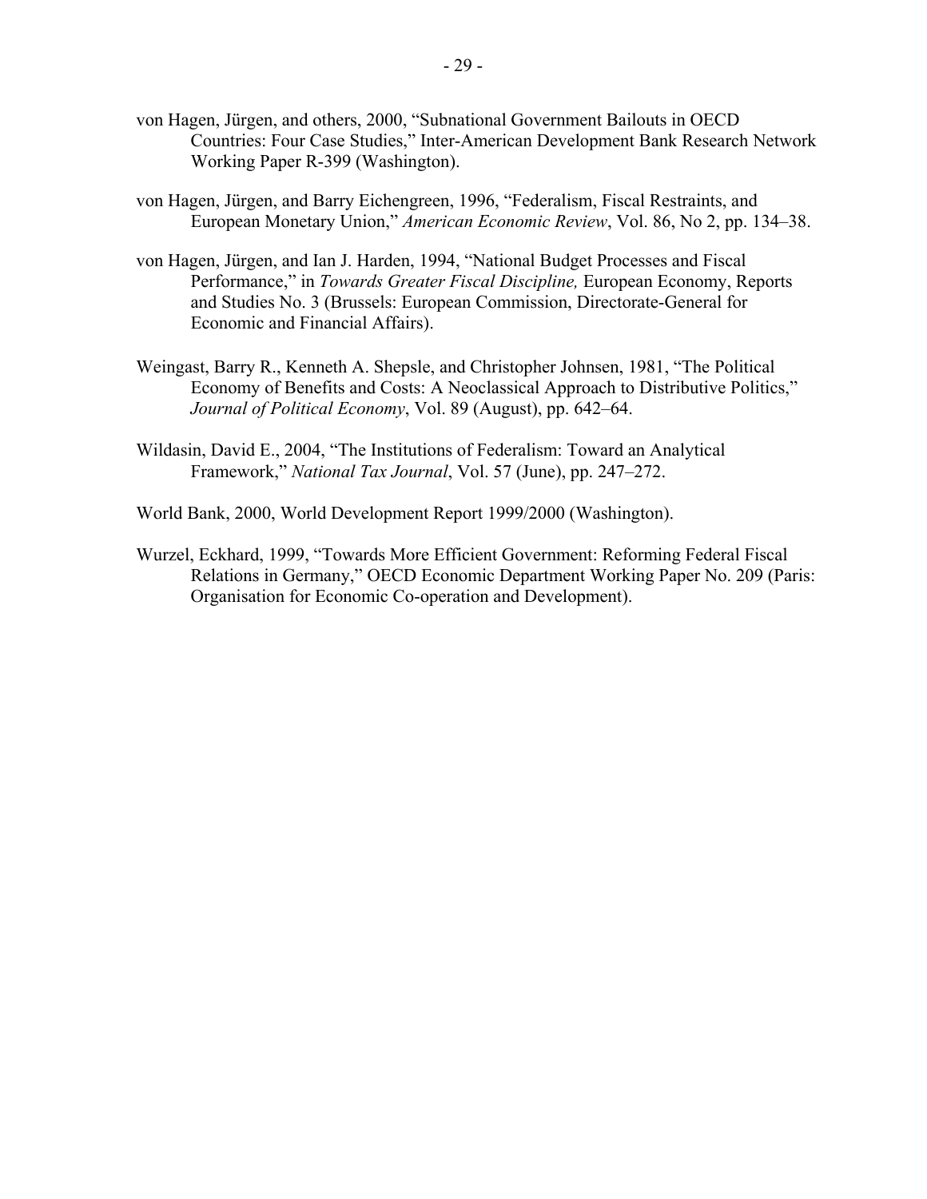von Hagen, Jürgen, and others, 2000, "Subnational Government Bailouts in OECD Countries: Four Case Studies," Inter-American Development Bank Research Network Working Paper R-399 (Washington).

von Hagen, Jürgen, and Barry Eichengreen, 1996, "Federalism, Fiscal Restraints, and European Monetary Union," *American Economic Review*, Vol. 86, No 2, pp. 134–38.

von Hagen, Jürgen, and Ian J. Harden, 1994, "National Budget Processes and Fiscal Performance," in *Towards Greater Fiscal Discipline,* European Economy, Reports and Studies No. 3 (Brussels: European Commission, Directorate-General for Economic and Financial Affairs).

Weingast, Barry R., Kenneth A. Shepsle, and Christopher Johnsen, 1981, "The Political Economy of Benefits and Costs: A Neoclassical Approach to Distributive Politics," *Journal of Political Economy*, Vol. 89 (August), pp. 642–64.

Wildasin, David E., 2004, "The Institutions of Federalism: Toward an Analytical Framework," *National Tax Journal*, Vol. 57 (June), pp. 247–272.

World Bank, 2000, World Development Report 1999/2000 (Washington).

Wurzel, Eckhard, 1999, "Towards More Efficient Government: Reforming Federal Fiscal Relations in Germany," OECD Economic Department Working Paper No. 209 (Paris: Organisation for Economic Co-operation and Development).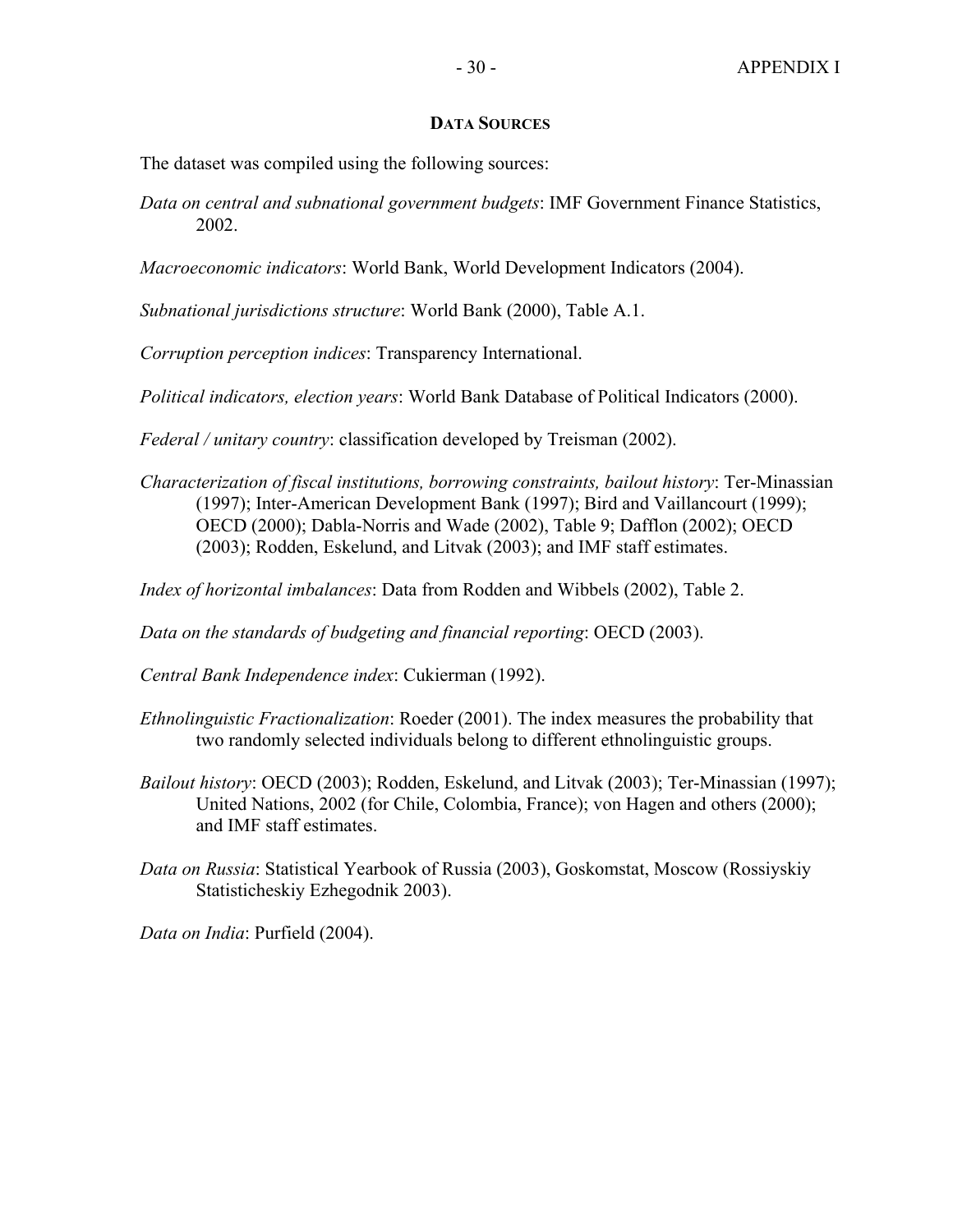## DATA SOURCES

The dataset was compiled using the following sources:

*Data on central and subnational government budgets*: IMF Government Finance Statistics, 2002.

*Macroeconomic indicators*: World Bank, World Development Indicators (2004).

*Subnational jurisdictions structure*: World Bank (2000), Table A.1.

*Corruption perception indices*: Transparency International.

*Political indicators, election years*: World Bank Database of Political Indicators (2000).

*Federal / unitary country*: classification developed by Treisman (2002).

*Characterization of fiscal institutions, borrowing constraints, bailout history*: Ter-Minassian (1997); Inter-American Development Bank (1997); Bird and Vaillancourt (1999); OECD (2000); Dabla-Norris and Wade (2002), Table 9; Dafflon (2002); OECD (2003); Rodden, Eskelund, and Litvak (2003); and IMF staff estimates.

*Index of horizontal imbalances*: Data from Rodden and Wibbels (2002), Table 2.

*Data on the standards of budgeting and financial reporting*: OECD (2003).

*Central Bank Independence index*: Cukierman (1992).

*Ethnolinguistic Fractionalization*: Roeder (2001). The index measures the probability that two randomly selected individuals belong to different ethnolinguistic groups.

*Bailout history*: OECD (2003); Rodden, Eskelund, and Litvak (2003); Ter-Minassian (1997); United Nations, 2002 (for Chile, Colombia, France); von Hagen and others (2000); and IMF staff estimates.

*Data on Russia*: Statistical Yearbook of Russia (2003), Goskomstat, Moscow (Rossiyskiy Statisticheskiy Ezhegodnik 2003).

*Data on India*: Purfield (2004).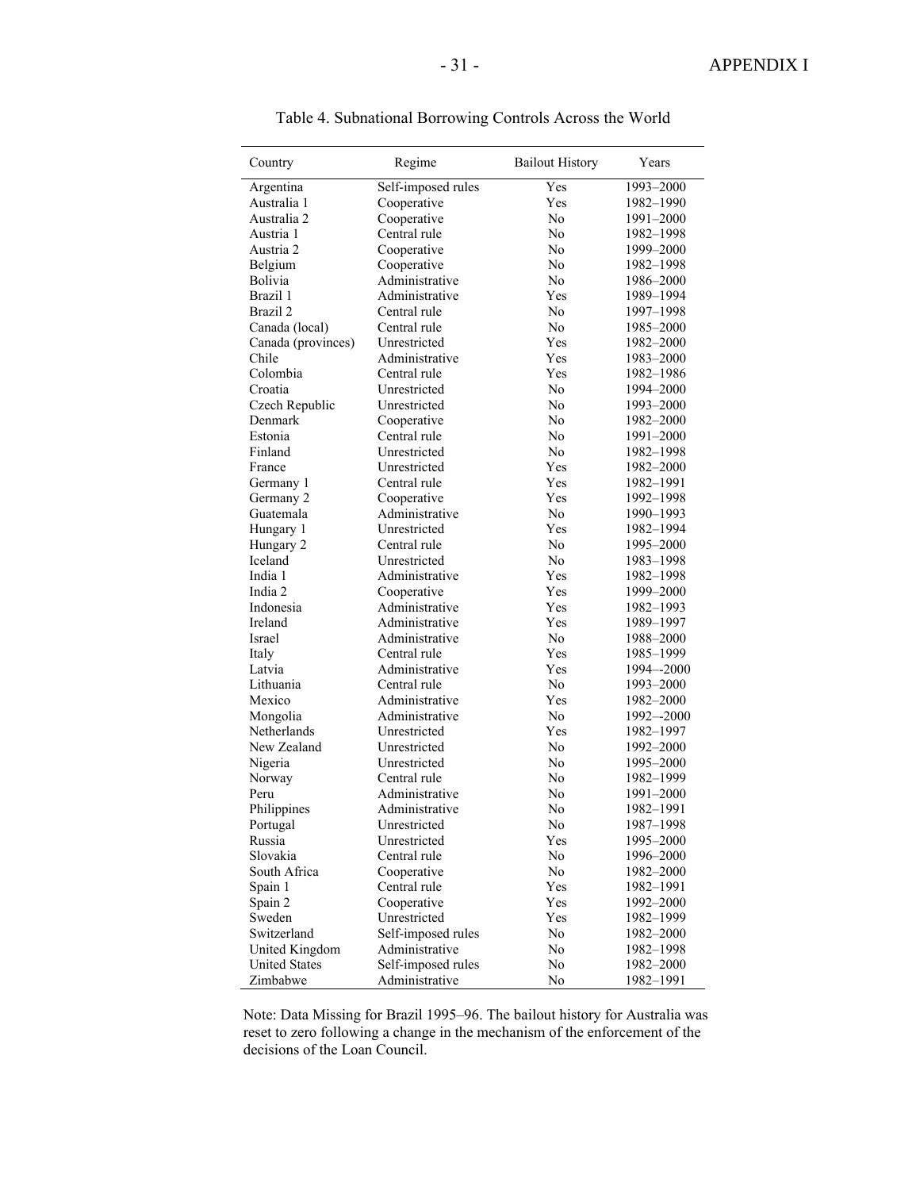Table 4. Subnational Borrowing Controls Across the World

| Country | Regime | Bailout History | Years |
|---|---|---|---|
| Argentina | Self-imposed rules | Yes | 1993–2000 |
| Australia 1 | Cooperative | Yes | 1982–1990 |
| Australia 2 | Cooperative | No | 1991–2000 |
| Austria 1 | Central rule | No | 1982–1998 |
| Austria 2 | Cooperative | No | 1999–2000 |
| Belgium | Cooperative | No | 1982–1998 |
| Bolivia | Administrative | No | 1986–2000 |
| Brazil 1 | Administrative | Yes | 1989–1994 |
| Brazil 2 | Central rule | No | 1997–1998 |
| Canada (local) | Central rule | No | 1985–2000 |
| Canada (provinces) | Unrestricted | Yes | 1982–2000 |
| Chile | Administrative | Yes | 1983–2000 |
| Colombia | Central rule | Yes | 1982–1986 |
| Croatia | Unrestricted | No | 1994–2000 |
| Czech Republic | Unrestricted | No | 1993–2000 |
| Denmark | Cooperative | No | 1982–2000 |
| Estonia | Central rule | No | 1991–2000 |
| Finland | Unrestricted | No | 1982–1998 |
| France | Unrestricted | Yes | 1982–2000 |
| Germany 1 | Central rule | Yes | 1982–1991 |
| Germany 2 | Cooperative | Yes | 1992–1998 |
| Guatemala | Administrative | No | 1990–1993 |
| Hungary 1 | Unrestricted | Yes | 1982–1994 |
| Hungary 2 | Central rule | No | 1995–2000 |
| Iceland | Unrestricted | No | 1983–1998 |
| India 1 | Administrative | Yes | 1982–1998 |
| India 2 | Cooperative | Yes | 1999–2000 |
| Indonesia | Administrative | Yes | 1982–1993 |
| Ireland | Administrative | Yes | 1989–1997 |
| Israel | Administrative | No | 1988–2000 |
| Italy | Central rule | Yes | 1985–1999 |
| Latvia | Administrative | Yes | 1994-–2000 |
| Lithuania | Central rule | No | 1993–2000 |
| Mexico | Administrative | Yes | 1982–2000 |
| Mongolia | Administrative | No | 1992-–2000 |
| Netherlands | Unrestricted | Yes | 1982–1997 |
| New Zealand | Unrestricted | No | 1992–2000 |
| Nigeria | Unrestricted | No | 1995–2000 |
| Norway | Central rule | No | 1982–1999 |
| Peru | Administrative | No | 1991–2000 |
| Philippines | Administrative | No | 1982–1991 |
| Portugal | Unrestricted | No | 1987–1998 |
| Russia | Unrestricted | Yes | 1995–2000 |
| Slovakia | Central rule | No | 1996–2000 |
| South Africa | Cooperative | No | 1982–2000 |
| Spain 1 | Central rule | Yes | 1982–1991 |
| Spain 2 | Cooperative | Yes | 1992–2000 |
| Sweden | Unrestricted | Yes | 1982–1999 |
| Switzerland | Self-imposed rules | No | 1982–2000 |
| United Kingdom | Administrative | No | 1982–1998 |
| United States | Self-imposed rules | No | 1982–2000 |
| Zimbabwe | Administrative | No | 1982–1991 |

Note: Data Missing for Brazil 1995–96. The bailout history for Australia was reset to zero following a change in the mechanism of the enforcement of the decisions of the Loan Council.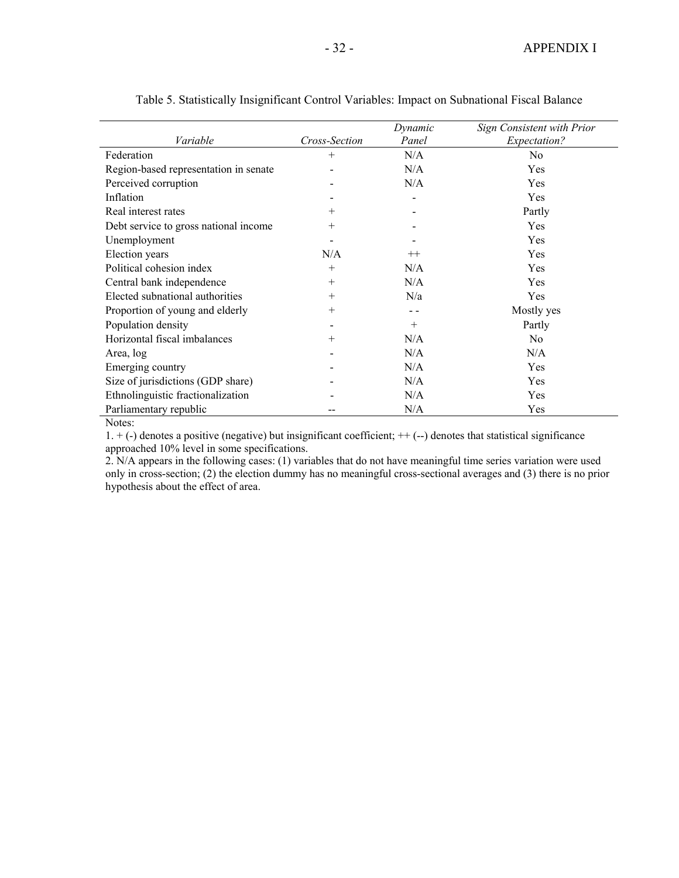Table 5. Statistically Insignificant Control Variables: Impact on Subnational Fiscal Balance

| *Variable* | *Cross-Section* | *Dynamic Panel* | *Sign Consistent with Prior Expectation?* |
|---|---|---|---|
| Federation | + | N/A | No |
| Region-based representation in senate | - | N/A | Yes |
| Perceived corruption | - | N/A | Yes |
| Inflation | - | - | Yes |
| Real interest rates | + | - | Partly |
| Debt service to gross national income | + | - | Yes |
| Unemployment | - | - | Yes |
| Election years | N/A | ++ | Yes |
| Political cohesion index | + | N/A | Yes |
| Central bank independence | + | N/A | Yes |
| Elected subnational authorities | + | N/a | Yes |
| Proportion of young and elderly | + | - - | Mostly yes |
| Population density | - | + | Partly |
| Horizontal fiscal imbalances | + | N/A | No |
| Area, log | - | N/A | N/A |
| Emerging country | - | N/A | Yes |
| Size of jurisdictions (GDP share) | - | N/A | Yes |
| Ethnolinguistic fractionalization | - | N/A | Yes |
| Parliamentary republic | -- | N/A | Yes |

Notes:

1. + (-) denotes a positive (negative) but insignificant coefficient; ++ (--) denotes that statistical significance approached 10% level in some specifications.

2. N/A appears in the following cases: (1) variables that do not have meaningful time series variation were used only in cross-section; (2) the election dummy has no meaningful cross-sectional averages and (3) there is no prior hypothesis about the effect of area.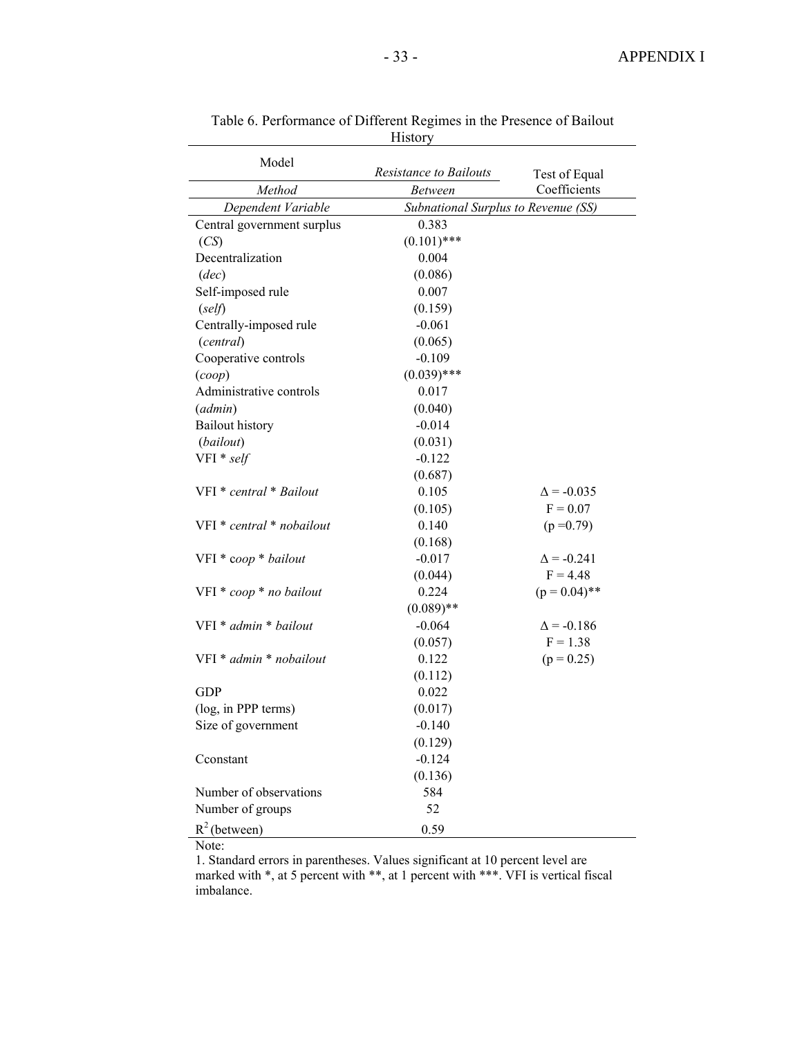Table 6. Performance of Different Regimes in the Presence of Bailout History

| Model | *Resistance to Bailouts* | Test of Equal Coefficients |
|---|---|---|
| *Method* | *Between* | |
| *Dependent Variable* | *Subnational Surplus to Revenue (SS)* | |
| Central government surplus | 0.383 | |
| (*CS*) | (0.101)*** | |
| Decentralization | 0.004 | |
| (*dec*) | (0.086) | |
| Self-imposed rule | 0.007 | |
| (*self*) | (0.159) | |
| Centrally-imposed rule | -0.061 | |
| (*central*) | (0.065) | |
| Cooperative controls | -0.109 | |
| (*coop*) | (0.039)*** | |
| Administrative controls | 0.017 | |
| (*admin*) | (0.040) | |
| Bailout history | -0.014 | |
| (*bailout*) | (0.031) | |
| VFI * *self* | -0.122 | |
| | (0.687) | |
| VFI * *central* * *Bailout* | 0.105 | $\Delta = -0.035$ |
| | (0.105) | $F = 0.07$ |
| VFI * *central* * *nobailout* | 0.140 | ($p = 0.79$) |
| | (0.168) | |
| VFI * c*oop* * *bailout* | -0.017 | $\Delta = -0.241$ |
| | (0.044) | $F = 4.48$ |
| VFI * *coop* * *no bailout* | 0.224 | ($p = 0.04$)** |
| | (0.089)** | |
| VFI * *admin* * *bailout* | -0.064 | $\Delta = -0.186$ |
| | (0.057) | $F = 1.38$ |
| VFI * *admin* * *nobailout* | 0.122 | ($p = 0.25$) |
| | (0.112) | |
| GDP | 0.022 | |
| (log, in PPP terms) | (0.017) | |
| Size of government | -0.140 | |
| | (0.129) | |
| Cconstant | -0.124 | |
| | (0.136) | |
| Number of observations | 584 | |
| Number of groups | 52 | |
| $R^2$ (between) | 0.59 | |

Note:

1. Standard errors in parentheses. Values significant at 10 percent level are marked with *, at 5 percent with **, at 1 percent with ***. VFI is vertical fiscal imbalance.